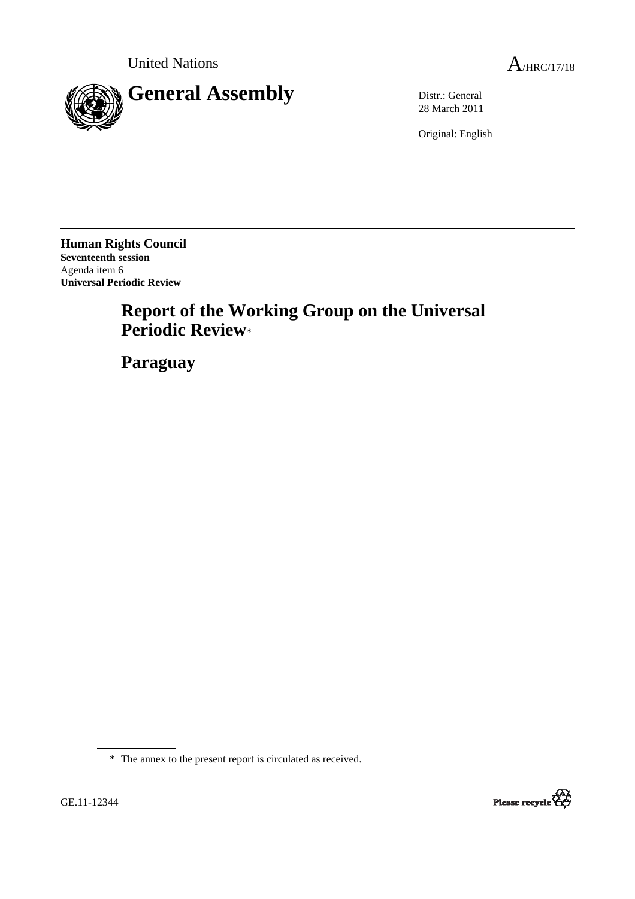United Nations

A/HRC/17/18

# General Assembly

Distr.: General
28 March 2011

Original: English

**Human Rights Council**
**Seventeenth session**
Agenda item 6
**Universal Periodic Review**

## Report of the Working Group on the Universal Periodic Review*

## Paraguay

\* The annex to the present report is circulated as received.

GE.11-12344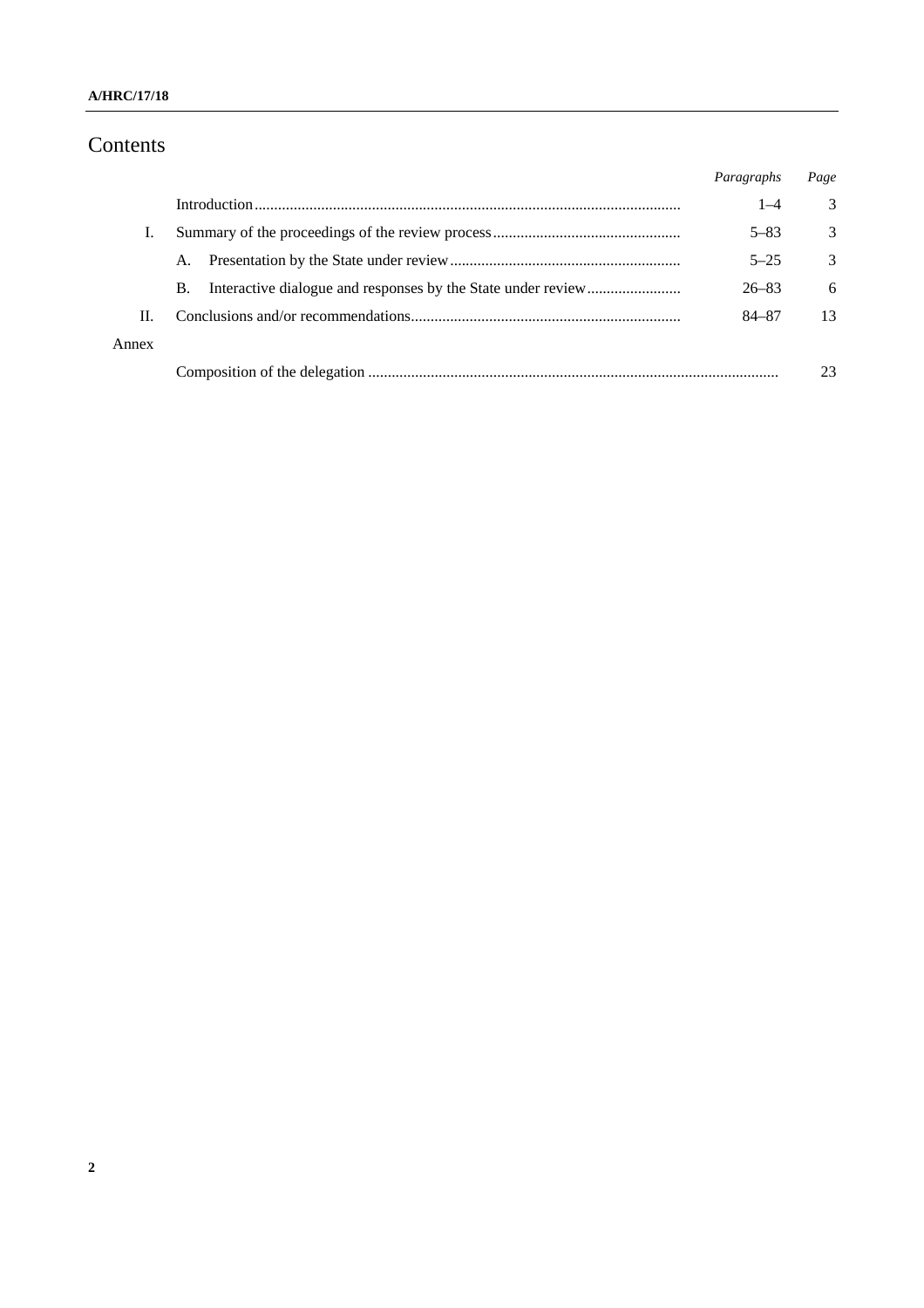# Contents

| | | *Paragraphs* | *Page* |
|---|---|---|---|
| | Introduction | 1–4 | 3 |
| I. | Summary of the proceedings of the review process | 5–83 | 3 |
| | A. Presentation by the State under review | 5–25 | 3 |
| | B. Interactive dialogue and responses by the State under review | 26–83 | 6 |
| II. | Conclusions and/or recommendations | 84–87 | 13 |
| Annex | | | |
| | Composition of the delegation | | 23 |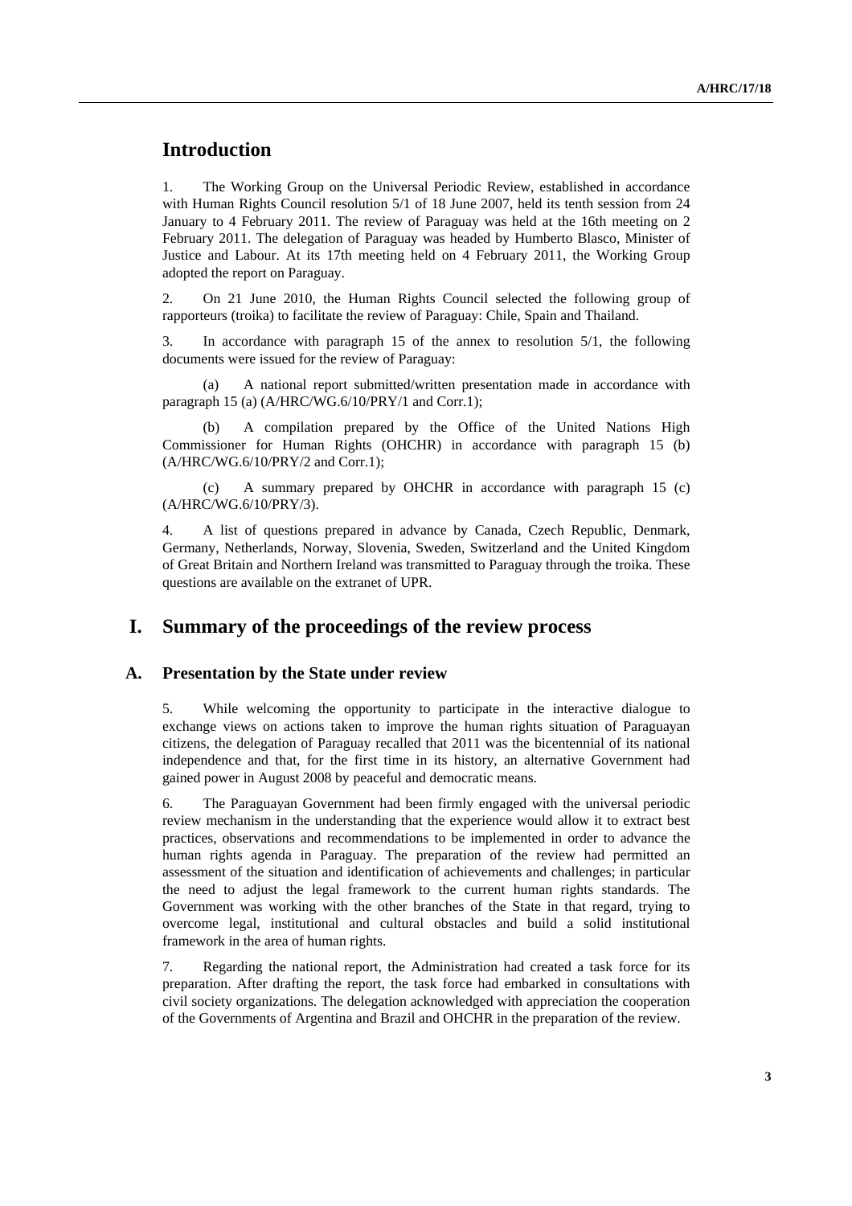# Introduction

1. The Working Group on the Universal Periodic Review, established in accordance with Human Rights Council resolution 5/1 of 18 June 2007, held its tenth session from 24 January to 4 February 2011. The review of Paraguay was held at the 16th meeting on 2 February 2011. The delegation of Paraguay was headed by Humberto Blasco, Minister of Justice and Labour. At its 17th meeting held on 4 February 2011, the Working Group adopted the report on Paraguay.

2. On 21 June 2010, the Human Rights Council selected the following group of rapporteurs (troika) to facilitate the review of Paraguay: Chile, Spain and Thailand.

3. In accordance with paragraph 15 of the annex to resolution 5/1, the following documents were issued for the review of Paraguay:

(a) A national report submitted/written presentation made in accordance with paragraph 15 (a) (A/HRC/WG.6/10/PRY/1 and Corr.1);

(b) A compilation prepared by the Office of the United Nations High Commissioner for Human Rights (OHCHR) in accordance with paragraph 15 (b) (A/HRC/WG.6/10/PRY/2 and Corr.1);

(c) A summary prepared by OHCHR in accordance with paragraph 15 (c) (A/HRC/WG.6/10/PRY/3).

4. A list of questions prepared in advance by Canada, Czech Republic, Denmark, Germany, Netherlands, Norway, Slovenia, Sweden, Switzerland and the United Kingdom of Great Britain and Northern Ireland was transmitted to Paraguay through the troika. These questions are available on the extranet of UPR.

# I. Summary of the proceedings of the review process

## A. Presentation by the State under review

5. While welcoming the opportunity to participate in the interactive dialogue to exchange views on actions taken to improve the human rights situation of Paraguayan citizens, the delegation of Paraguay recalled that 2011 was the bicentennial of its national independence and that, for the first time in its history, an alternative Government had gained power in August 2008 by peaceful and democratic means.

6. The Paraguayan Government had been firmly engaged with the universal periodic review mechanism in the understanding that the experience would allow it to extract best practices, observations and recommendations to be implemented in order to advance the human rights agenda in Paraguay. The preparation of the review had permitted an assessment of the situation and identification of achievements and challenges; in particular the need to adjust the legal framework to the current human rights standards. The Government was working with the other branches of the State in that regard, trying to overcome legal, institutional and cultural obstacles and build a solid institutional framework in the area of human rights.

7. Regarding the national report, the Administration had created a task force for its preparation. After drafting the report, the task force had embarked in consultations with civil society organizations. The delegation acknowledged with appreciation the cooperation of the Governments of Argentina and Brazil and OHCHR in the preparation of the review.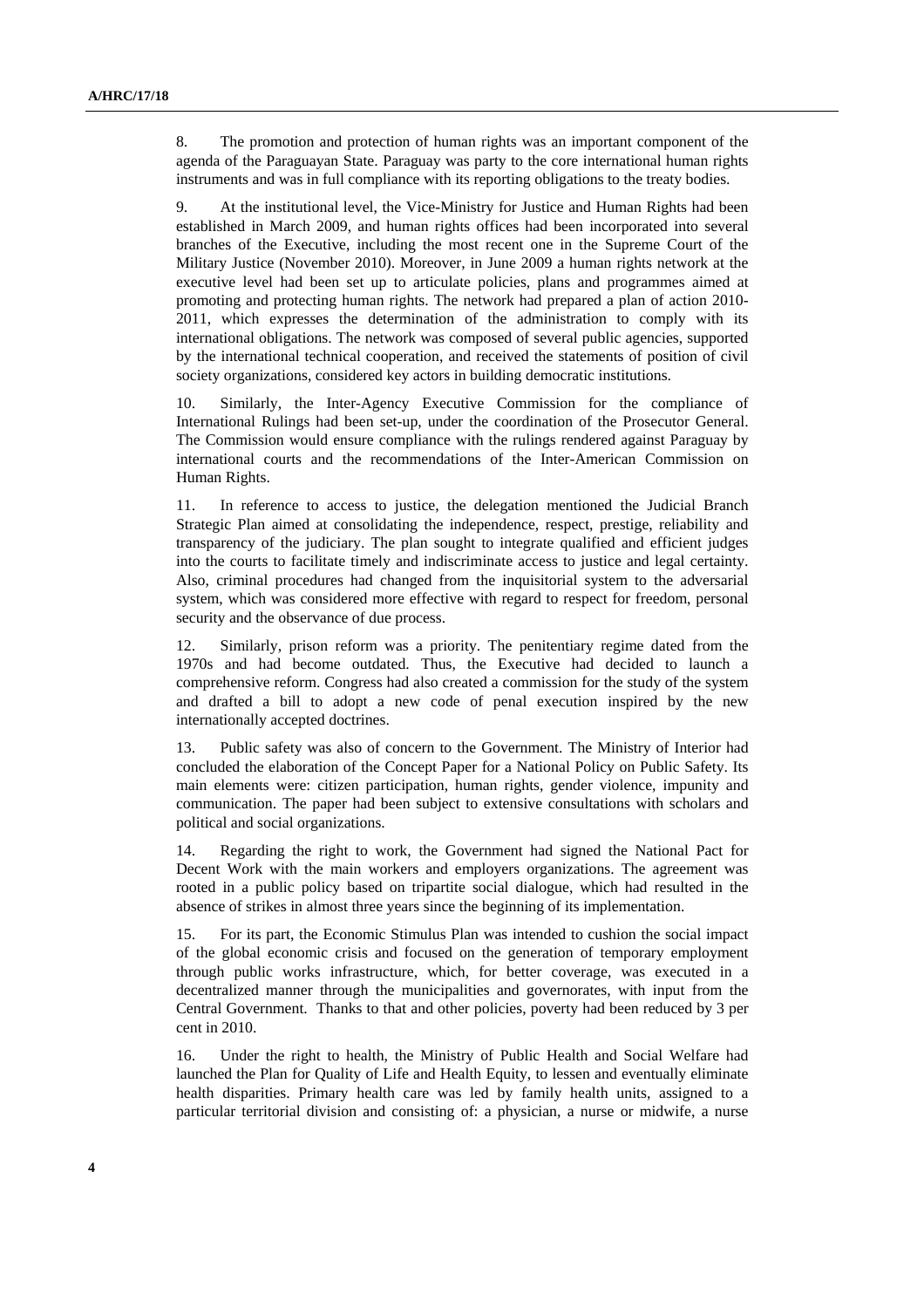8. The promotion and protection of human rights was an important component of the agenda of the Paraguayan State. Paraguay was party to the core international human rights instruments and was in full compliance with its reporting obligations to the treaty bodies.

9. At the institutional level, the Vice-Ministry for Justice and Human Rights had been established in March 2009, and human rights offices had been incorporated into several branches of the Executive, including the most recent one in the Supreme Court of the Military Justice (November 2010). Moreover, in June 2009 a human rights network at the executive level had been set up to articulate policies, plans and programmes aimed at promoting and protecting human rights. The network had prepared a plan of action 2010-2011, which expresses the determination of the administration to comply with its international obligations. The network was composed of several public agencies, supported by the international technical cooperation, and received the statements of position of civil society organizations, considered key actors in building democratic institutions.

10. Similarly, the Inter-Agency Executive Commission for the compliance of International Rulings had been set-up, under the coordination of the Prosecutor General. The Commission would ensure compliance with the rulings rendered against Paraguay by international courts and the recommendations of the Inter-American Commission on Human Rights.

11. In reference to access to justice, the delegation mentioned the Judicial Branch Strategic Plan aimed at consolidating the independence, respect, prestige, reliability and transparency of the judiciary. The plan sought to integrate qualified and efficient judges into the courts to facilitate timely and indiscriminate access to justice and legal certainty. Also, criminal procedures had changed from the inquisitorial system to the adversarial system, which was considered more effective with regard to respect for freedom, personal security and the observance of due process.

12. Similarly, prison reform was a priority. The penitentiary regime dated from the 1970s and had become outdated. Thus, the Executive had decided to launch a comprehensive reform. Congress had also created a commission for the study of the system and drafted a bill to adopt a new code of penal execution inspired by the new internationally accepted doctrines.

13. Public safety was also of concern to the Government. The Ministry of Interior had concluded the elaboration of the Concept Paper for a National Policy on Public Safety. Its main elements were: citizen participation, human rights, gender violence, impunity and communication. The paper had been subject to extensive consultations with scholars and political and social organizations.

14. Regarding the right to work, the Government had signed the National Pact for Decent Work with the main workers and employers organizations. The agreement was rooted in a public policy based on tripartite social dialogue, which had resulted in the absence of strikes in almost three years since the beginning of its implementation.

15. For its part, the Economic Stimulus Plan was intended to cushion the social impact of the global economic crisis and focused on the generation of temporary employment through public works infrastructure, which, for better coverage, was executed in a decentralized manner through the municipalities and governorates, with input from the Central Government. Thanks to that and other policies, poverty had been reduced by 3 per cent in 2010.

16. Under the right to health, the Ministry of Public Health and Social Welfare had launched the Plan for Quality of Life and Health Equity, to lessen and eventually eliminate health disparities. Primary health care was led by family health units, assigned to a particular territorial division and consisting of: a physician, a nurse or midwife, a nurse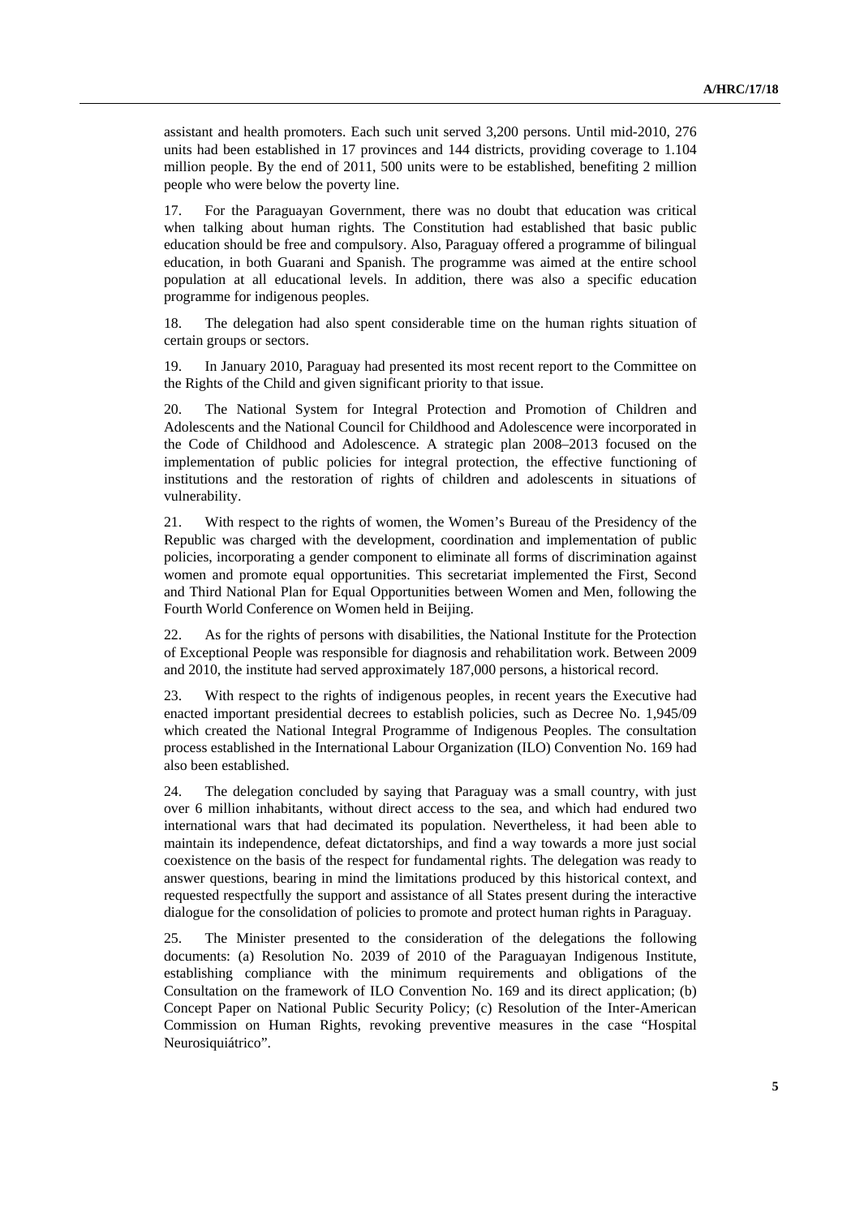assistant and health promoters. Each such unit served 3,200 persons. Until mid-2010, 276 units had been established in 17 provinces and 144 districts, providing coverage to 1.104 million people. By the end of 2011, 500 units were to be established, benefiting 2 million people who were below the poverty line.

17. For the Paraguayan Government, there was no doubt that education was critical when talking about human rights. The Constitution had established that basic public education should be free and compulsory. Also, Paraguay offered a programme of bilingual education, in both Guarani and Spanish. The programme was aimed at the entire school population at all educational levels. In addition, there was also a specific education programme for indigenous peoples.

18. The delegation had also spent considerable time on the human rights situation of certain groups or sectors.

19. In January 2010, Paraguay had presented its most recent report to the Committee on the Rights of the Child and given significant priority to that issue.

20. The National System for Integral Protection and Promotion of Children and Adolescents and the National Council for Childhood and Adolescence were incorporated in the Code of Childhood and Adolescence. A strategic plan 2008–2013 focused on the implementation of public policies for integral protection, the effective functioning of institutions and the restoration of rights of children and adolescents in situations of vulnerability.

21. With respect to the rights of women, the Women's Bureau of the Presidency of the Republic was charged with the development, coordination and implementation of public policies, incorporating a gender component to eliminate all forms of discrimination against women and promote equal opportunities. This secretariat implemented the First, Second and Third National Plan for Equal Opportunities between Women and Men, following the Fourth World Conference on Women held in Beijing.

22. As for the rights of persons with disabilities, the National Institute for the Protection of Exceptional People was responsible for diagnosis and rehabilitation work. Between 2009 and 2010, the institute had served approximately 187,000 persons, a historical record.

23. With respect to the rights of indigenous peoples, in recent years the Executive had enacted important presidential decrees to establish policies, such as Decree No. 1,945/09 which created the National Integral Programme of Indigenous Peoples. The consultation process established in the International Labour Organization (ILO) Convention No. 169 had also been established.

24. The delegation concluded by saying that Paraguay was a small country, with just over 6 million inhabitants, without direct access to the sea, and which had endured two international wars that had decimated its population. Nevertheless, it had been able to maintain its independence, defeat dictatorships, and find a way towards a more just social coexistence on the basis of the respect for fundamental rights. The delegation was ready to answer questions, bearing in mind the limitations produced by this historical context, and requested respectfully the support and assistance of all States present during the interactive dialogue for the consolidation of policies to promote and protect human rights in Paraguay.

25. The Minister presented to the consideration of the delegations the following documents: (a) Resolution No. 2039 of 2010 of the Paraguayan Indigenous Institute, establishing compliance with the minimum requirements and obligations of the Consultation on the framework of ILO Convention No. 169 and its direct application; (b) Concept Paper on National Public Security Policy; (c) Resolution of the Inter-American Commission on Human Rights, revoking preventive measures in the case "Hospital Neurosiquiátrico".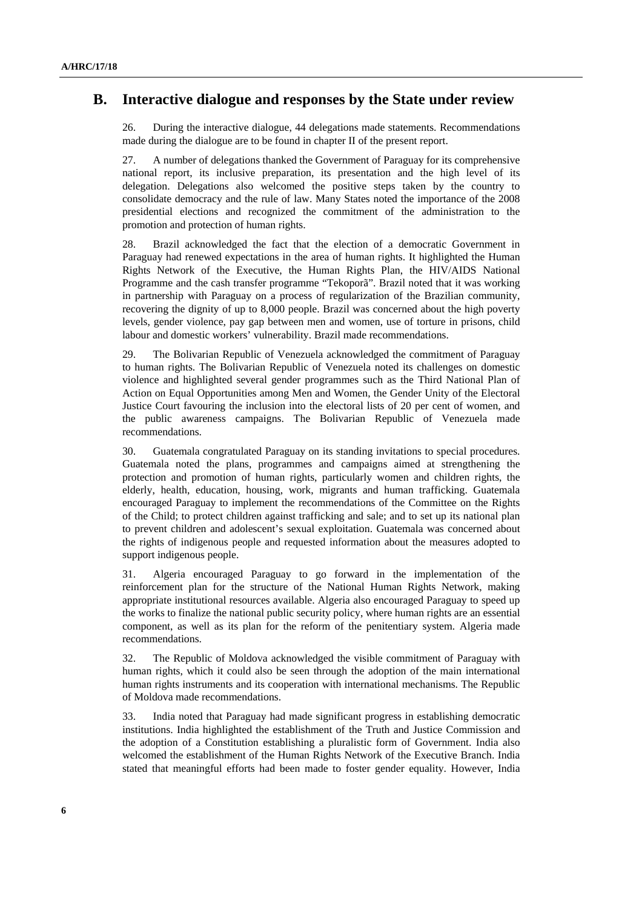## B. Interactive dialogue and responses by the State under review

26. During the interactive dialogue, 44 delegations made statements. Recommendations made during the dialogue are to be found in chapter II of the present report.

27. A number of delegations thanked the Government of Paraguay for its comprehensive national report, its inclusive preparation, its presentation and the high level of its delegation. Delegations also welcomed the positive steps taken by the country to consolidate democracy and the rule of law. Many States noted the importance of the 2008 presidential elections and recognized the commitment of the administration to the promotion and protection of human rights.

28. Brazil acknowledged the fact that the election of a democratic Government in Paraguay had renewed expectations in the area of human rights. It highlighted the Human Rights Network of the Executive, the Human Rights Plan, the HIV/AIDS National Programme and the cash transfer programme "Tekoporã". Brazil noted that it was working in partnership with Paraguay on a process of regularization of the Brazilian community, recovering the dignity of up to 8,000 people. Brazil was concerned about the high poverty levels, gender violence, pay gap between men and women, use of torture in prisons, child labour and domestic workers' vulnerability. Brazil made recommendations.

29. The Bolivarian Republic of Venezuela acknowledged the commitment of Paraguay to human rights. The Bolivarian Republic of Venezuela noted its challenges on domestic violence and highlighted several gender programmes such as the Third National Plan of Action on Equal Opportunities among Men and Women, the Gender Unity of the Electoral Justice Court favouring the inclusion into the electoral lists of 20 per cent of women, and the public awareness campaigns. The Bolivarian Republic of Venezuela made recommendations.

30. Guatemala congratulated Paraguay on its standing invitations to special procedures. Guatemala noted the plans, programmes and campaigns aimed at strengthening the protection and promotion of human rights, particularly women and children rights, the elderly, health, education, housing, work, migrants and human trafficking. Guatemala encouraged Paraguay to implement the recommendations of the Committee on the Rights of the Child; to protect children against trafficking and sale; and to set up its national plan to prevent children and adolescent's sexual exploitation. Guatemala was concerned about the rights of indigenous people and requested information about the measures adopted to support indigenous people.

31. Algeria encouraged Paraguay to go forward in the implementation of the reinforcement plan for the structure of the National Human Rights Network, making appropriate institutional resources available. Algeria also encouraged Paraguay to speed up the works to finalize the national public security policy, where human rights are an essential component, as well as its plan for the reform of the penitentiary system. Algeria made recommendations.

32. The Republic of Moldova acknowledged the visible commitment of Paraguay with human rights, which it could also be seen through the adoption of the main international human rights instruments and its cooperation with international mechanisms. The Republic of Moldova made recommendations.

33. India noted that Paraguay had made significant progress in establishing democratic institutions. India highlighted the establishment of the Truth and Justice Commission and the adoption of a Constitution establishing a pluralistic form of Government. India also welcomed the establishment of the Human Rights Network of the Executive Branch. India stated that meaningful efforts had been made to foster gender equality. However, India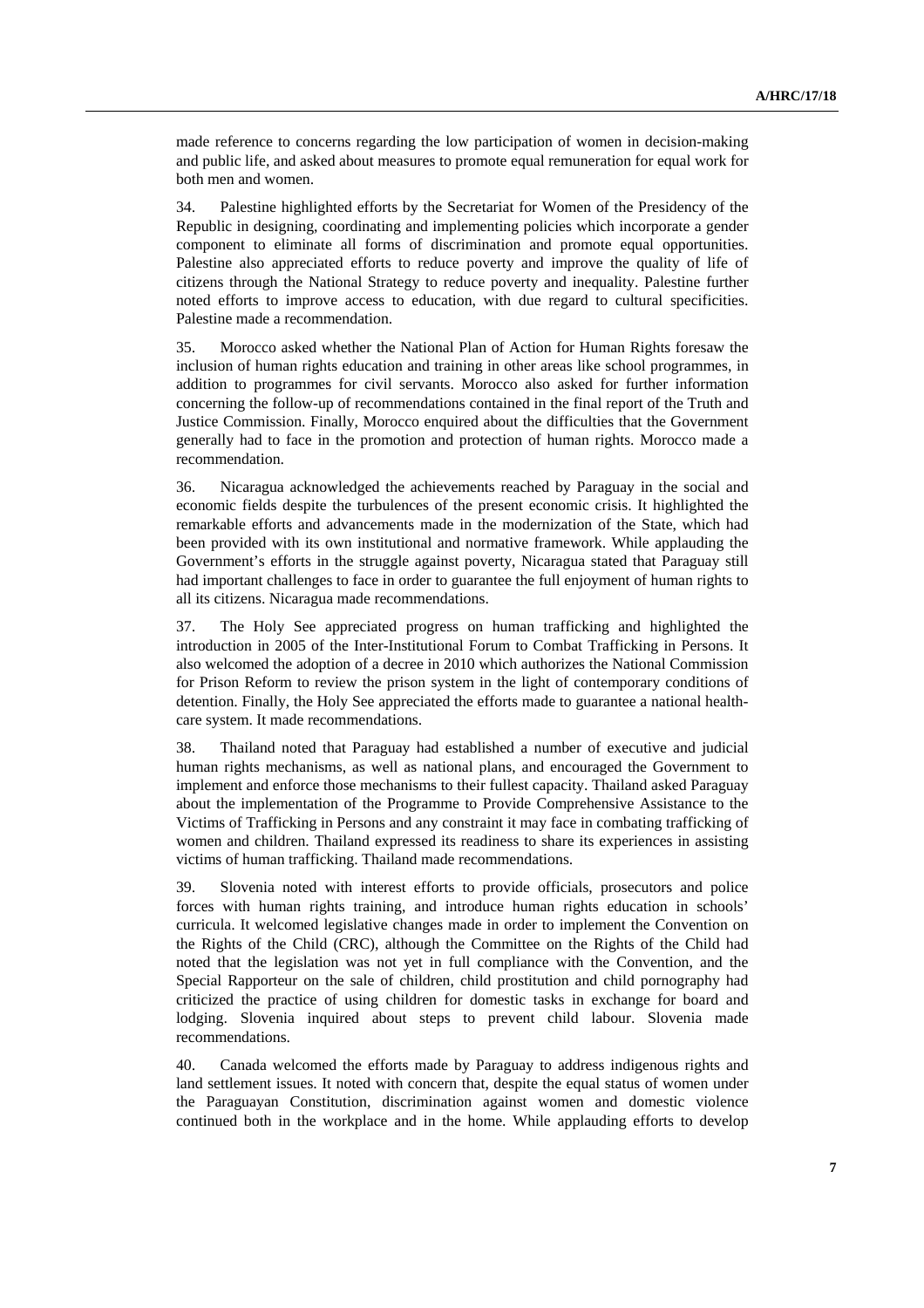made reference to concerns regarding the low participation of women in decision-making and public life, and asked about measures to promote equal remuneration for equal work for both men and women.

34. Palestine highlighted efforts by the Secretariat for Women of the Presidency of the Republic in designing, coordinating and implementing policies which incorporate a gender component to eliminate all forms of discrimination and promote equal opportunities. Palestine also appreciated efforts to reduce poverty and improve the quality of life of citizens through the National Strategy to reduce poverty and inequality. Palestine further noted efforts to improve access to education, with due regard to cultural specificities. Palestine made a recommendation.

35. Morocco asked whether the National Plan of Action for Human Rights foresaw the inclusion of human rights education and training in other areas like school programmes, in addition to programmes for civil servants. Morocco also asked for further information concerning the follow-up of recommendations contained in the final report of the Truth and Justice Commission. Finally, Morocco enquired about the difficulties that the Government generally had to face in the promotion and protection of human rights. Morocco made a recommendation.

36. Nicaragua acknowledged the achievements reached by Paraguay in the social and economic fields despite the turbulences of the present economic crisis. It highlighted the remarkable efforts and advancements made in the modernization of the State, which had been provided with its own institutional and normative framework. While applauding the Government's efforts in the struggle against poverty, Nicaragua stated that Paraguay still had important challenges to face in order to guarantee the full enjoyment of human rights to all its citizens. Nicaragua made recommendations.

37. The Holy See appreciated progress on human trafficking and highlighted the introduction in 2005 of the Inter-Institutional Forum to Combat Trafficking in Persons. It also welcomed the adoption of a decree in 2010 which authorizes the National Commission for Prison Reform to review the prison system in the light of contemporary conditions of detention. Finally, the Holy See appreciated the efforts made to guarantee a national health-care system. It made recommendations.

38. Thailand noted that Paraguay had established a number of executive and judicial human rights mechanisms, as well as national plans, and encouraged the Government to implement and enforce those mechanisms to their fullest capacity. Thailand asked Paraguay about the implementation of the Programme to Provide Comprehensive Assistance to the Victims of Trafficking in Persons and any constraint it may face in combating trafficking of women and children. Thailand expressed its readiness to share its experiences in assisting victims of human trafficking. Thailand made recommendations.

39. Slovenia noted with interest efforts to provide officials, prosecutors and police forces with human rights training, and introduce human rights education in schools' curricula. It welcomed legislative changes made in order to implement the Convention on the Rights of the Child (CRC), although the Committee on the Rights of the Child had noted that the legislation was not yet in full compliance with the Convention, and the Special Rapporteur on the sale of children, child prostitution and child pornography had criticized the practice of using children for domestic tasks in exchange for board and lodging. Slovenia inquired about steps to prevent child labour. Slovenia made recommendations.

40. Canada welcomed the efforts made by Paraguay to address indigenous rights and land settlement issues. It noted with concern that, despite the equal status of women under the Paraguayan Constitution, discrimination against women and domestic violence continued both in the workplace and in the home. While applauding efforts to develop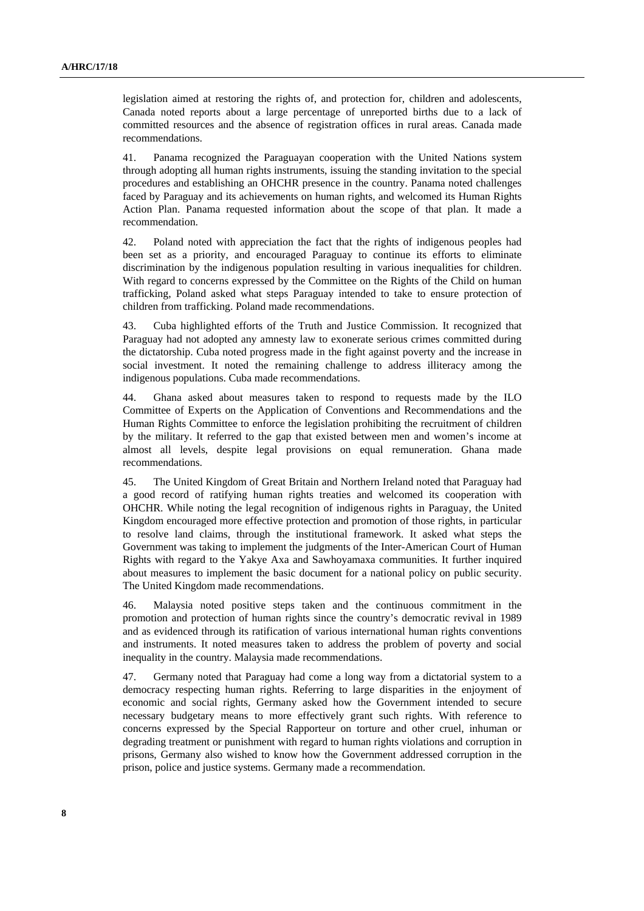legislation aimed at restoring the rights of, and protection for, children and adolescents, Canada noted reports about a large percentage of unreported births due to a lack of committed resources and the absence of registration offices in rural areas. Canada made recommendations.

41. Panama recognized the Paraguayan cooperation with the United Nations system through adopting all human rights instruments, issuing the standing invitation to the special procedures and establishing an OHCHR presence in the country. Panama noted challenges faced by Paraguay and its achievements on human rights, and welcomed its Human Rights Action Plan. Panama requested information about the scope of that plan. It made a recommendation.

42. Poland noted with appreciation the fact that the rights of indigenous peoples had been set as a priority, and encouraged Paraguay to continue its efforts to eliminate discrimination by the indigenous population resulting in various inequalities for children. With regard to concerns expressed by the Committee on the Rights of the Child on human trafficking, Poland asked what steps Paraguay intended to take to ensure protection of children from trafficking. Poland made recommendations.

43. Cuba highlighted efforts of the Truth and Justice Commission. It recognized that Paraguay had not adopted any amnesty law to exonerate serious crimes committed during the dictatorship. Cuba noted progress made in the fight against poverty and the increase in social investment. It noted the remaining challenge to address illiteracy among the indigenous populations. Cuba made recommendations.

44. Ghana asked about measures taken to respond to requests made by the ILO Committee of Experts on the Application of Conventions and Recommendations and the Human Rights Committee to enforce the legislation prohibiting the recruitment of children by the military. It referred to the gap that existed between men and women's income at almost all levels, despite legal provisions on equal remuneration. Ghana made recommendations.

45. The United Kingdom of Great Britain and Northern Ireland noted that Paraguay had a good record of ratifying human rights treaties and welcomed its cooperation with OHCHR. While noting the legal recognition of indigenous rights in Paraguay, the United Kingdom encouraged more effective protection and promotion of those rights, in particular to resolve land claims, through the institutional framework. It asked what steps the Government was taking to implement the judgments of the Inter-American Court of Human Rights with regard to the Yakye Axa and Sawhoyamaxa communities. It further inquired about measures to implement the basic document for a national policy on public security. The United Kingdom made recommendations.

46. Malaysia noted positive steps taken and the continuous commitment in the promotion and protection of human rights since the country's democratic revival in 1989 and as evidenced through its ratification of various international human rights conventions and instruments. It noted measures taken to address the problem of poverty and social inequality in the country. Malaysia made recommendations.

47. Germany noted that Paraguay had come a long way from a dictatorial system to a democracy respecting human rights. Referring to large disparities in the enjoyment of economic and social rights, Germany asked how the Government intended to secure necessary budgetary means to more effectively grant such rights. With reference to concerns expressed by the Special Rapporteur on torture and other cruel, inhuman or degrading treatment or punishment with regard to human rights violations and corruption in prisons, Germany also wished to know how the Government addressed corruption in the prison, police and justice systems. Germany made a recommendation.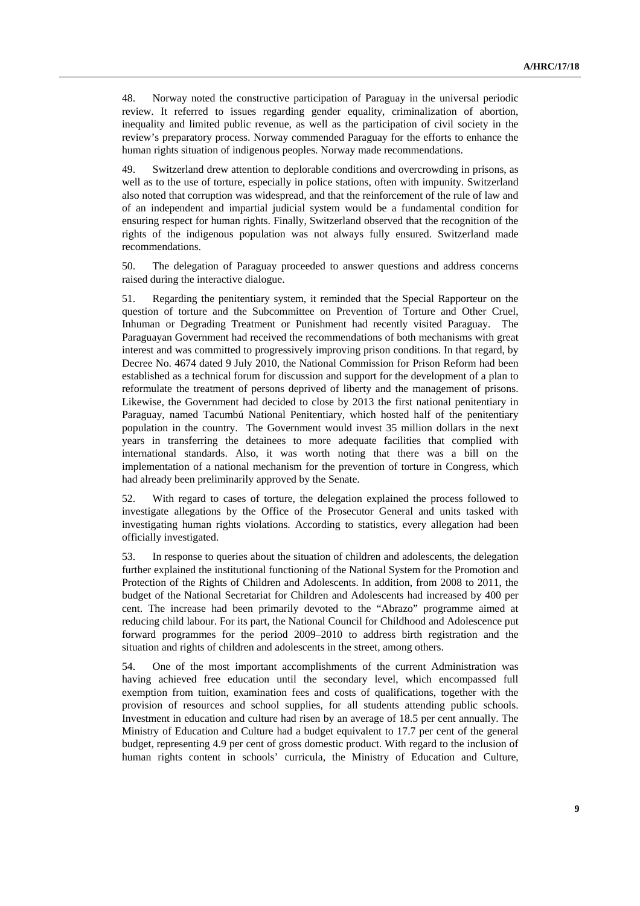48. Norway noted the constructive participation of Paraguay in the universal periodic review. It referred to issues regarding gender equality, criminalization of abortion, inequality and limited public revenue, as well as the participation of civil society in the review's preparatory process. Norway commended Paraguay for the efforts to enhance the human rights situation of indigenous peoples. Norway made recommendations.

49. Switzerland drew attention to deplorable conditions and overcrowding in prisons, as well as to the use of torture, especially in police stations, often with impunity. Switzerland also noted that corruption was widespread, and that the reinforcement of the rule of law and of an independent and impartial judicial system would be a fundamental condition for ensuring respect for human rights. Finally, Switzerland observed that the recognition of the rights of the indigenous population was not always fully ensured. Switzerland made recommendations.

50. The delegation of Paraguay proceeded to answer questions and address concerns raised during the interactive dialogue.

51. Regarding the penitentiary system, it reminded that the Special Rapporteur on the question of torture and the Subcommittee on Prevention of Torture and Other Cruel, Inhuman or Degrading Treatment or Punishment had recently visited Paraguay. The Paraguayan Government had received the recommendations of both mechanisms with great interest and was committed to progressively improving prison conditions. In that regard, by Decree No. 4674 dated 9 July 2010, the National Commission for Prison Reform had been established as a technical forum for discussion and support for the development of a plan to reformulate the treatment of persons deprived of liberty and the management of prisons. Likewise, the Government had decided to close by 2013 the first national penitentiary in Paraguay, named Tacumbú National Penitentiary, which hosted half of the penitentiary population in the country. The Government would invest 35 million dollars in the next years in transferring the detainees to more adequate facilities that complied with international standards. Also, it was worth noting that there was a bill on the implementation of a national mechanism for the prevention of torture in Congress, which had already been preliminarily approved by the Senate.

52. With regard to cases of torture, the delegation explained the process followed to investigate allegations by the Office of the Prosecutor General and units tasked with investigating human rights violations. According to statistics, every allegation had been officially investigated.

53. In response to queries about the situation of children and adolescents, the delegation further explained the institutional functioning of the National System for the Promotion and Protection of the Rights of Children and Adolescents. In addition, from 2008 to 2011, the budget of the National Secretariat for Children and Adolescents had increased by 400 per cent. The increase had been primarily devoted to the "Abrazo" programme aimed at reducing child labour. For its part, the National Council for Childhood and Adolescence put forward programmes for the period 2009–2010 to address birth registration and the situation and rights of children and adolescents in the street, among others.

54. One of the most important accomplishments of the current Administration was having achieved free education until the secondary level, which encompassed full exemption from tuition, examination fees and costs of qualifications, together with the provision of resources and school supplies, for all students attending public schools. Investment in education and culture had risen by an average of 18.5 per cent annually. The Ministry of Education and Culture had a budget equivalent to 17.7 per cent of the general budget, representing 4.9 per cent of gross domestic product. With regard to the inclusion of human rights content in schools' curricula, the Ministry of Education and Culture,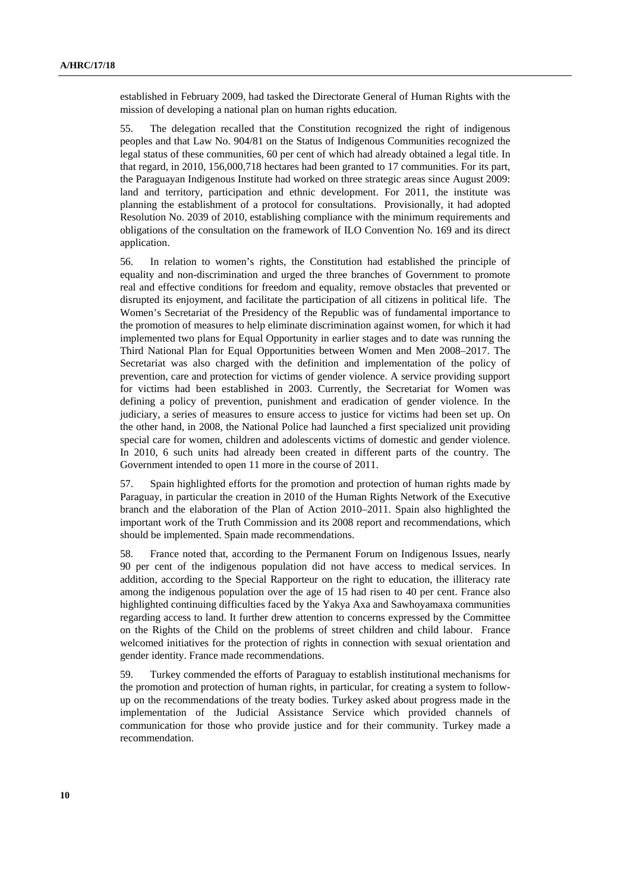established in February 2009, had tasked the Directorate General of Human Rights with the mission of developing a national plan on human rights education.

55. The delegation recalled that the Constitution recognized the right of indigenous peoples and that Law No. 904/81 on the Status of Indigenous Communities recognized the legal status of these communities, 60 per cent of which had already obtained a legal title. In that regard, in 2010, 156,000,718 hectares had been granted to 17 communities. For its part, the Paraguayan Indigenous Institute had worked on three strategic areas since August 2009: land and territory, participation and ethnic development. For 2011, the institute was planning the establishment of a protocol for consultations. Provisionally, it had adopted Resolution No. 2039 of 2010, establishing compliance with the minimum requirements and obligations of the consultation on the framework of ILO Convention No. 169 and its direct application.

56. In relation to women's rights, the Constitution had established the principle of equality and non-discrimination and urged the three branches of Government to promote real and effective conditions for freedom and equality, remove obstacles that prevented or disrupted its enjoyment, and facilitate the participation of all citizens in political life. The Women's Secretariat of the Presidency of the Republic was of fundamental importance to the promotion of measures to help eliminate discrimination against women, for which it had implemented two plans for Equal Opportunity in earlier stages and to date was running the Third National Plan for Equal Opportunities between Women and Men 2008–2017. The Secretariat was also charged with the definition and implementation of the policy of prevention, care and protection for victims of gender violence. A service providing support for victims had been established in 2003. Currently, the Secretariat for Women was defining a policy of prevention, punishment and eradication of gender violence. In the judiciary, a series of measures to ensure access to justice for victims had been set up. On the other hand, in 2008, the National Police had launched a first specialized unit providing special care for women, children and adolescents victims of domestic and gender violence. In 2010, 6 such units had already been created in different parts of the country. The Government intended to open 11 more in the course of 2011.

57. Spain highlighted efforts for the promotion and protection of human rights made by Paraguay, in particular the creation in 2010 of the Human Rights Network of the Executive branch and the elaboration of the Plan of Action 2010–2011. Spain also highlighted the important work of the Truth Commission and its 2008 report and recommendations, which should be implemented. Spain made recommendations.

58. France noted that, according to the Permanent Forum on Indigenous Issues, nearly 90 per cent of the indigenous population did not have access to medical services. In addition, according to the Special Rapporteur on the right to education, the illiteracy rate among the indigenous population over the age of 15 had risen to 40 per cent. France also highlighted continuing difficulties faced by the Yakya Axa and Sawhoyamaxa communities regarding access to land. It further drew attention to concerns expressed by the Committee on the Rights of the Child on the problems of street children and child labour. France welcomed initiatives for the protection of rights in connection with sexual orientation and gender identity. France made recommendations.

59. Turkey commended the efforts of Paraguay to establish institutional mechanisms for the promotion and protection of human rights, in particular, for creating a system to follow-up on the recommendations of the treaty bodies. Turkey asked about progress made in the implementation of the Judicial Assistance Service which provided channels of communication for those who provide justice and for their community. Turkey made a recommendation.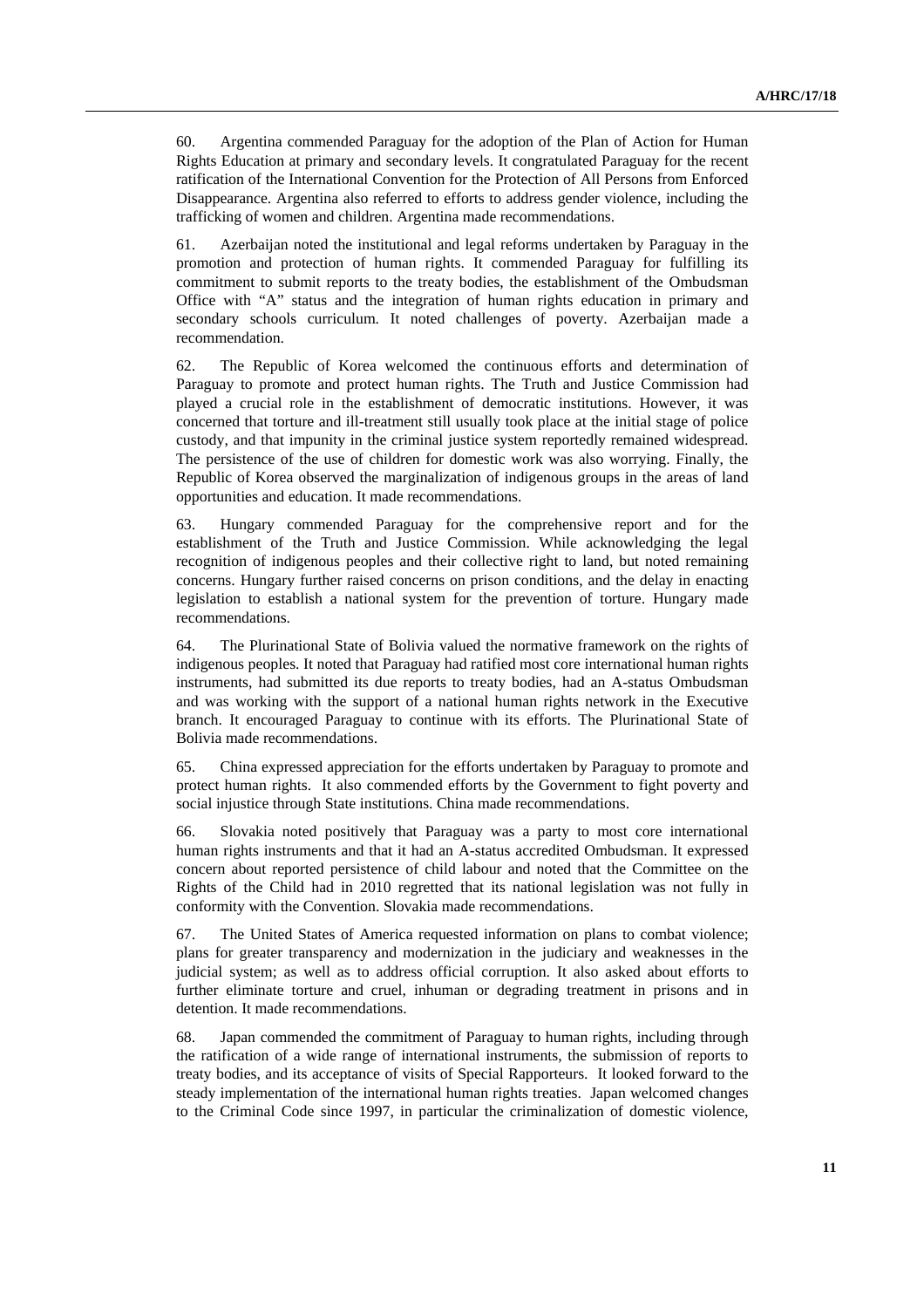60. Argentina commended Paraguay for the adoption of the Plan of Action for Human Rights Education at primary and secondary levels. It congratulated Paraguay for the recent ratification of the International Convention for the Protection of All Persons from Enforced Disappearance. Argentina also referred to efforts to address gender violence, including the trafficking of women and children. Argentina made recommendations.

61. Azerbaijan noted the institutional and legal reforms undertaken by Paraguay in the promotion and protection of human rights. It commended Paraguay for fulfilling its commitment to submit reports to the treaty bodies, the establishment of the Ombudsman Office with "A" status and the integration of human rights education in primary and secondary schools curriculum. It noted challenges of poverty. Azerbaijan made a recommendation.

62. The Republic of Korea welcomed the continuous efforts and determination of Paraguay to promote and protect human rights. The Truth and Justice Commission had played a crucial role in the establishment of democratic institutions. However, it was concerned that torture and ill-treatment still usually took place at the initial stage of police custody, and that impunity in the criminal justice system reportedly remained widespread. The persistence of the use of children for domestic work was also worrying. Finally, the Republic of Korea observed the marginalization of indigenous groups in the areas of land opportunities and education. It made recommendations.

63. Hungary commended Paraguay for the comprehensive report and for the establishment of the Truth and Justice Commission. While acknowledging the legal recognition of indigenous peoples and their collective right to land, but noted remaining concerns. Hungary further raised concerns on prison conditions, and the delay in enacting legislation to establish a national system for the prevention of torture. Hungary made recommendations.

64. The Plurinational State of Bolivia valued the normative framework on the rights of indigenous peoples. It noted that Paraguay had ratified most core international human rights instruments, had submitted its due reports to treaty bodies, had an A-status Ombudsman and was working with the support of a national human rights network in the Executive branch. It encouraged Paraguay to continue with its efforts. The Plurinational State of Bolivia made recommendations.

65. China expressed appreciation for the efforts undertaken by Paraguay to promote and protect human rights. It also commended efforts by the Government to fight poverty and social injustice through State institutions. China made recommendations.

66. Slovakia noted positively that Paraguay was a party to most core international human rights instruments and that it had an A-status accredited Ombudsman. It expressed concern about reported persistence of child labour and noted that the Committee on the Rights of the Child had in 2010 regretted that its national legislation was not fully in conformity with the Convention. Slovakia made recommendations.

67. The United States of America requested information on plans to combat violence; plans for greater transparency and modernization in the judiciary and weaknesses in the judicial system; as well as to address official corruption. It also asked about efforts to further eliminate torture and cruel, inhuman or degrading treatment in prisons and in detention. It made recommendations.

68. Japan commended the commitment of Paraguay to human rights, including through the ratification of a wide range of international instruments, the submission of reports to treaty bodies, and its acceptance of visits of Special Rapporteurs. It looked forward to the steady implementation of the international human rights treaties. Japan welcomed changes to the Criminal Code since 1997, in particular the criminalization of domestic violence,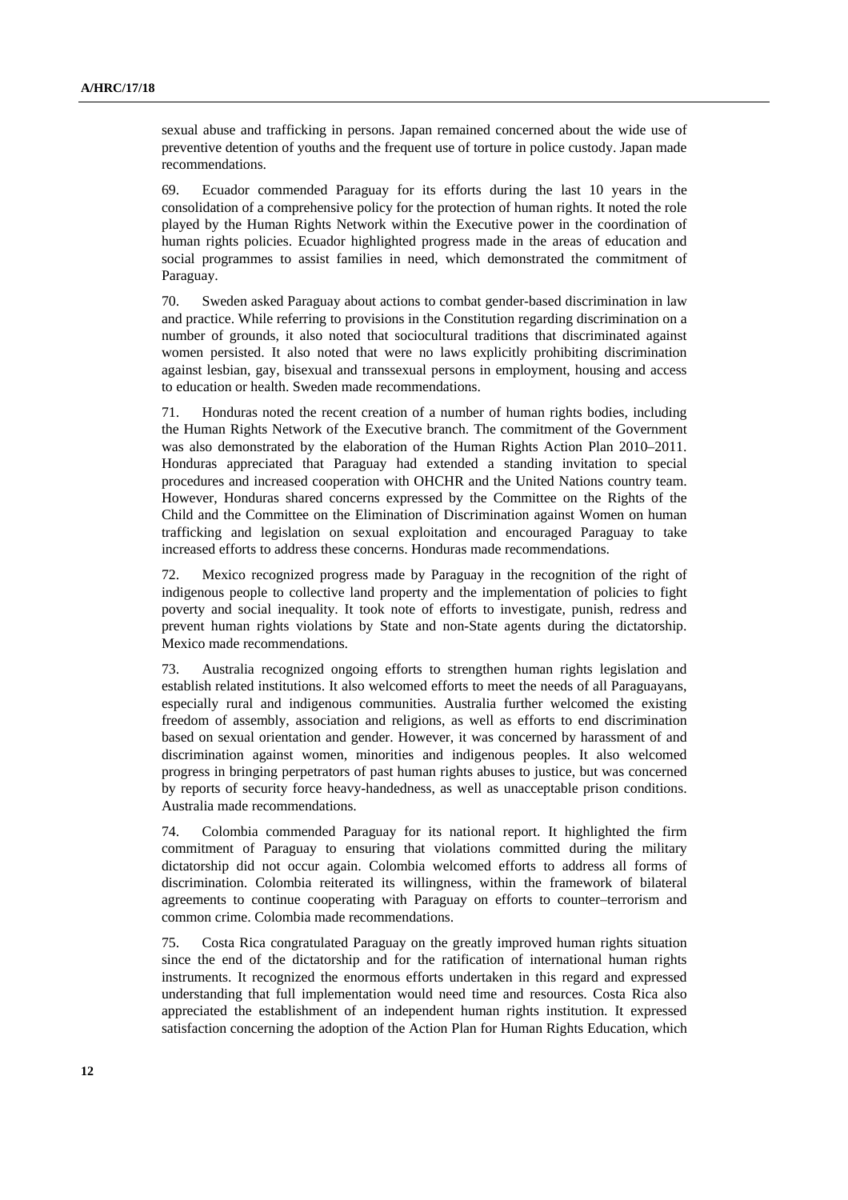sexual abuse and trafficking in persons. Japan remained concerned about the wide use of preventive detention of youths and the frequent use of torture in police custody. Japan made recommendations.

69. Ecuador commended Paraguay for its efforts during the last 10 years in the consolidation of a comprehensive policy for the protection of human rights. It noted the role played by the Human Rights Network within the Executive power in the coordination of human rights policies. Ecuador highlighted progress made in the areas of education and social programmes to assist families in need, which demonstrated the commitment of Paraguay.

70. Sweden asked Paraguay about actions to combat gender-based discrimination in law and practice. While referring to provisions in the Constitution regarding discrimination on a number of grounds, it also noted that sociocultural traditions that discriminated against women persisted. It also noted that were no laws explicitly prohibiting discrimination against lesbian, gay, bisexual and transsexual persons in employment, housing and access to education or health. Sweden made recommendations.

71. Honduras noted the recent creation of a number of human rights bodies, including the Human Rights Network of the Executive branch. The commitment of the Government was also demonstrated by the elaboration of the Human Rights Action Plan 2010–2011. Honduras appreciated that Paraguay had extended a standing invitation to special procedures and increased cooperation with OHCHR and the United Nations country team. However, Honduras shared concerns expressed by the Committee on the Rights of the Child and the Committee on the Elimination of Discrimination against Women on human trafficking and legislation on sexual exploitation and encouraged Paraguay to take increased efforts to address these concerns. Honduras made recommendations.

72. Mexico recognized progress made by Paraguay in the recognition of the right of indigenous people to collective land property and the implementation of policies to fight poverty and social inequality. It took note of efforts to investigate, punish, redress and prevent human rights violations by State and non-State agents during the dictatorship. Mexico made recommendations.

73. Australia recognized ongoing efforts to strengthen human rights legislation and establish related institutions. It also welcomed efforts to meet the needs of all Paraguayans, especially rural and indigenous communities. Australia further welcomed the existing freedom of assembly, association and religions, as well as efforts to end discrimination based on sexual orientation and gender. However, it was concerned by harassment of and discrimination against women, minorities and indigenous peoples. It also welcomed progress in bringing perpetrators of past human rights abuses to justice, but was concerned by reports of security force heavy-handedness, as well as unacceptable prison conditions. Australia made recommendations.

74. Colombia commended Paraguay for its national report. It highlighted the firm commitment of Paraguay to ensuring that violations committed during the military dictatorship did not occur again. Colombia welcomed efforts to address all forms of discrimination. Colombia reiterated its willingness, within the framework of bilateral agreements to continue cooperating with Paraguay on efforts to counter–terrorism and common crime. Colombia made recommendations.

75. Costa Rica congratulated Paraguay on the greatly improved human rights situation since the end of the dictatorship and for the ratification of international human rights instruments. It recognized the enormous efforts undertaken in this regard and expressed understanding that full implementation would need time and resources. Costa Rica also appreciated the establishment of an independent human rights institution. It expressed satisfaction concerning the adoption of the Action Plan for Human Rights Education, which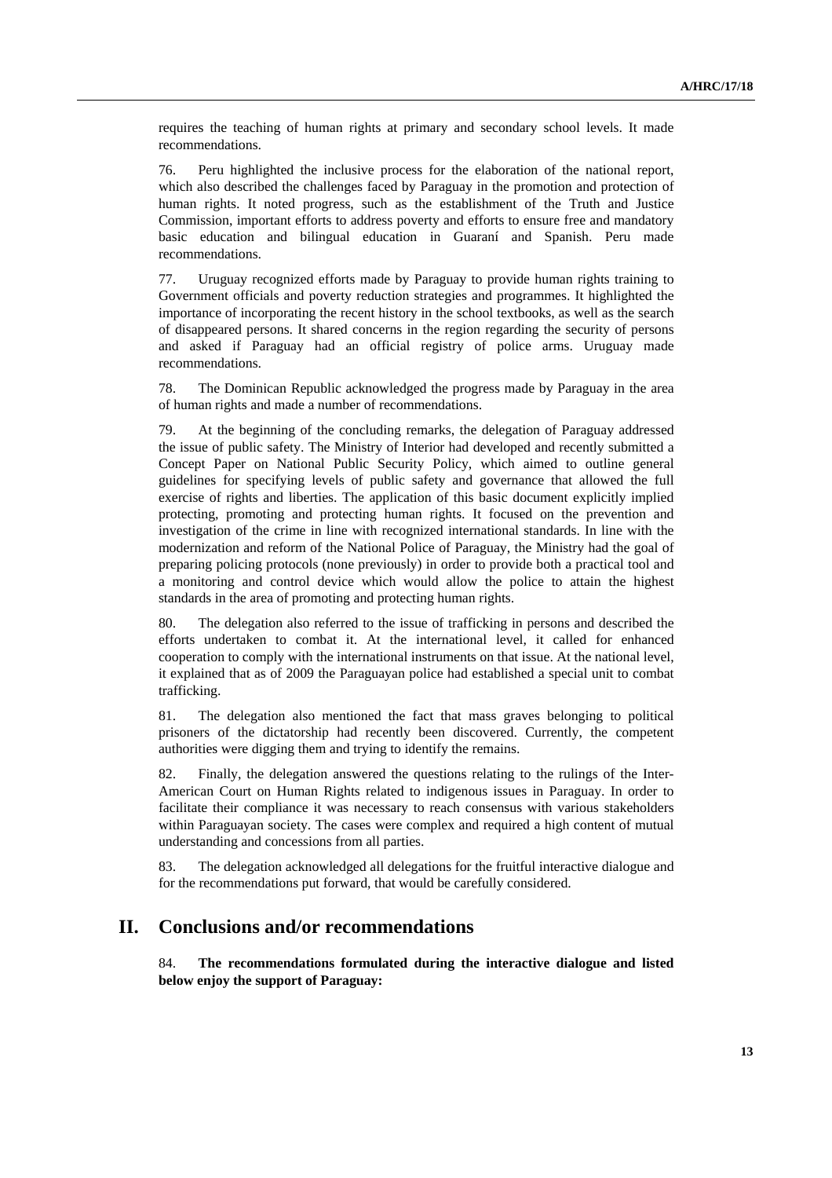requires the teaching of human rights at primary and secondary school levels. It made recommendations.

76. Peru highlighted the inclusive process for the elaboration of the national report, which also described the challenges faced by Paraguay in the promotion and protection of human rights. It noted progress, such as the establishment of the Truth and Justice Commission, important efforts to address poverty and efforts to ensure free and mandatory basic education and bilingual education in Guaraní and Spanish. Peru made recommendations.

77. Uruguay recognized efforts made by Paraguay to provide human rights training to Government officials and poverty reduction strategies and programmes. It highlighted the importance of incorporating the recent history in the school textbooks, as well as the search of disappeared persons. It shared concerns in the region regarding the security of persons and asked if Paraguay had an official registry of police arms. Uruguay made recommendations.

78. The Dominican Republic acknowledged the progress made by Paraguay in the area of human rights and made a number of recommendations.

79. At the beginning of the concluding remarks, the delegation of Paraguay addressed the issue of public safety. The Ministry of Interior had developed and recently submitted a Concept Paper on National Public Security Policy, which aimed to outline general guidelines for specifying levels of public safety and governance that allowed the full exercise of rights and liberties. The application of this basic document explicitly implied protecting, promoting and protecting human rights. It focused on the prevention and investigation of the crime in line with recognized international standards. In line with the modernization and reform of the National Police of Paraguay, the Ministry had the goal of preparing policing protocols (none previously) in order to provide both a practical tool and a monitoring and control device which would allow the police to attain the highest standards in the area of promoting and protecting human rights.

80. The delegation also referred to the issue of trafficking in persons and described the efforts undertaken to combat it. At the international level, it called for enhanced cooperation to comply with the international instruments on that issue. At the national level, it explained that as of 2009 the Paraguayan police had established a special unit to combat trafficking.

81. The delegation also mentioned the fact that mass graves belonging to political prisoners of the dictatorship had recently been discovered. Currently, the competent authorities were digging them and trying to identify the remains.

82. Finally, the delegation answered the questions relating to the rulings of the Inter-American Court on Human Rights related to indigenous issues in Paraguay. In order to facilitate their compliance it was necessary to reach consensus with various stakeholders within Paraguayan society. The cases were complex and required a high content of mutual understanding and concessions from all parties.

83. The delegation acknowledged all delegations for the fruitful interactive dialogue and for the recommendations put forward, that would be carefully considered.

# II. Conclusions and/or recommendations

84. **The recommendations formulated during the interactive dialogue and listed below enjoy the support of Paraguay:**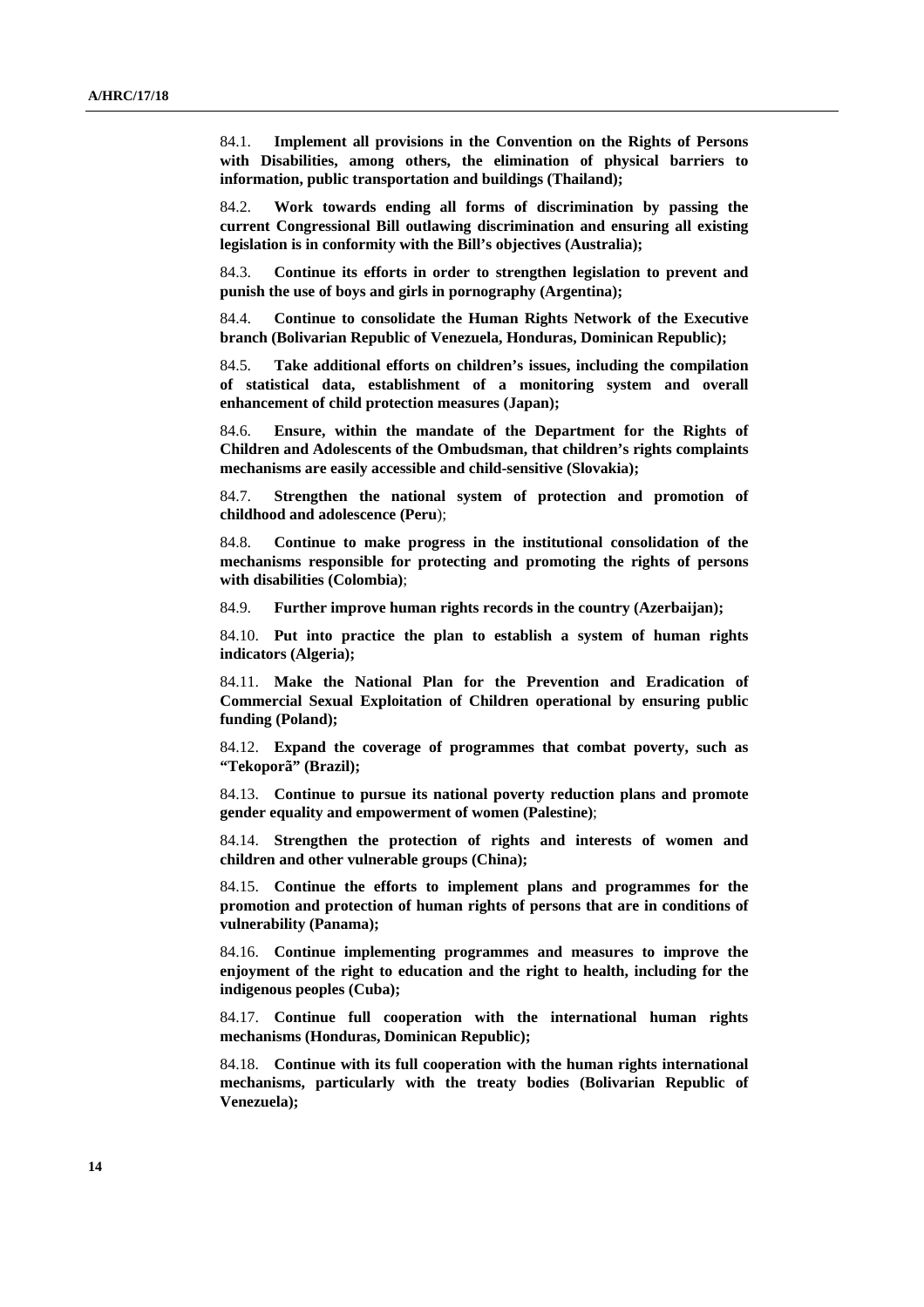84.1. **Implement all provisions in the Convention on the Rights of Persons with Disabilities, among others, the elimination of physical barriers to information, public transportation and buildings (Thailand);**

84.2. **Work towards ending all forms of discrimination by passing the current Congressional Bill outlawing discrimination and ensuring all existing legislation is in conformity with the Bill's objectives (Australia);**

84.3. **Continue its efforts in order to strengthen legislation to prevent and punish the use of boys and girls in pornography (Argentina);**

84.4. **Continue to consolidate the Human Rights Network of the Executive branch (Bolivarian Republic of Venezuela, Honduras, Dominican Republic);**

84.5. **Take additional efforts on children's issues, including the compilation of statistical data, establishment of a monitoring system and overall enhancement of child protection measures (Japan);**

84.6. **Ensure, within the mandate of the Department for the Rights of Children and Adolescents of the Ombudsman, that children's rights complaints mechanisms are easily accessible and child-sensitive (Slovakia);**

84.7. **Strengthen the national system of protection and promotion of childhood and adolescence (Peru**);

84.8. **Continue to make progress in the institutional consolidation of the mechanisms responsible for protecting and promoting the rights of persons with disabilities (Colombia)**;

84.9. **Further improve human rights records in the country (Azerbaijan);**

84.10. **Put into practice the plan to establish a system of human rights indicators (Algeria);**

84.11. **Make the National Plan for the Prevention and Eradication of Commercial Sexual Exploitation of Children operational by ensuring public funding (Poland);**

84.12. **Expand the coverage of programmes that combat poverty, such as "Tekoporã" (Brazil);**

84.13. **Continue to pursue its national poverty reduction plans and promote gender equality and empowerment of women (Palestine)**;

84.14. **Strengthen the protection of rights and interests of women and children and other vulnerable groups (China);**

84.15. **Continue the efforts to implement plans and programmes for the promotion and protection of human rights of persons that are in conditions of vulnerability (Panama);**

84.16. **Continue implementing programmes and measures to improve the enjoyment of the right to education and the right to health, including for the indigenous peoples (Cuba);**

84.17. **Continue full cooperation with the international human rights mechanisms (Honduras, Dominican Republic);**

84.18. **Continue with its full cooperation with the human rights international mechanisms, particularly with the treaty bodies (Bolivarian Republic of Venezuela);**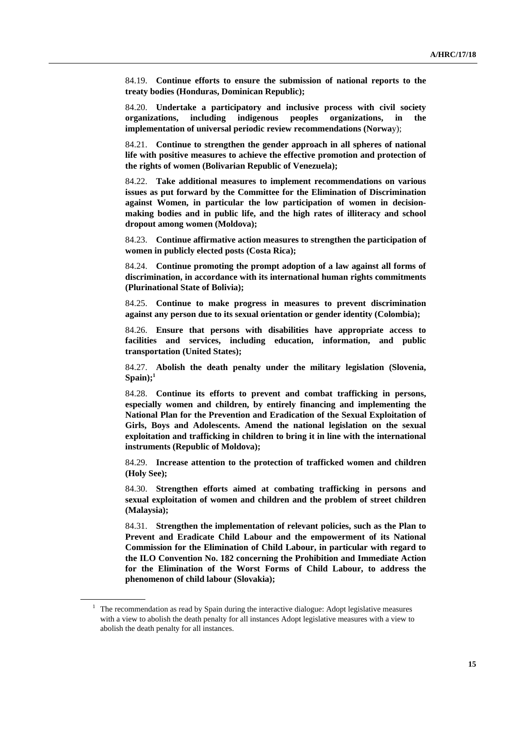84.19. **Continue efforts to ensure the submission of national reports to the treaty bodies (Honduras, Dominican Republic);**

84.20. **Undertake a participatory and inclusive process with civil society organizations, including indigenous peoples organizations, in the implementation of universal periodic review recommendations (Norwa**y);

84.21. **Continue to strengthen the gender approach in all spheres of national life with positive measures to achieve the effective promotion and protection of the rights of women (Bolivarian Republic of Venezuela);**

84.22. **Take additional measures to implement recommendations on various issues as put forward by the Committee for the Elimination of Discrimination against Women, in particular the low participation of women in decision-making bodies and in public life, and the high rates of illiteracy and school dropout among women (Moldova);**

84.23. **Continue affirmative action measures to strengthen the participation of women in publicly elected posts (Costa Rica);**

84.24. **Continue promoting the prompt adoption of a law against all forms of discrimination, in accordance with its international human rights commitments (Plurinational State of Bolivia);**

84.25. **Continue to make progress in measures to prevent discrimination against any person due to its sexual orientation or gender identity (Colombia);**

84.26. **Ensure that persons with disabilities have appropriate access to facilities and services, including education, information, and public transportation (United States);**

84.27. **Abolish the death penalty under the military legislation (Slovenia, Spain);**[1]

84.28. **Continue its efforts to prevent and combat trafficking in persons, especially women and children, by entirely financing and implementing the National Plan for the Prevention and Eradication of the Sexual Exploitation of Girls, Boys and Adolescents. Amend the national legislation on the sexual exploitation and trafficking in children to bring it in line with the international instruments (Republic of Moldova);**

84.29. **Increase attention to the protection of trafficked women and children (Holy See);**

84.30. **Strengthen efforts aimed at combating trafficking in persons and sexual exploitation of women and children and the problem of street children (Malaysia);**

84.31. **Strengthen the implementation of relevant policies, such as the Plan to Prevent and Eradicate Child Labour and the empowerment of its National Commission for the Elimination of Child Labour, in particular with regard to the ILO Convention No. 182 concerning the Prohibition and Immediate Action for the Elimination of the Worst Forms of Child Labour, to address the phenomenon of child labour (Slovakia);**

---

[1] The recommendation as read by Spain during the interactive dialogue: Adopt legislative measures with a view to abolish the death penalty for all instances Adopt legislative measures with a view to abolish the death penalty for all instances.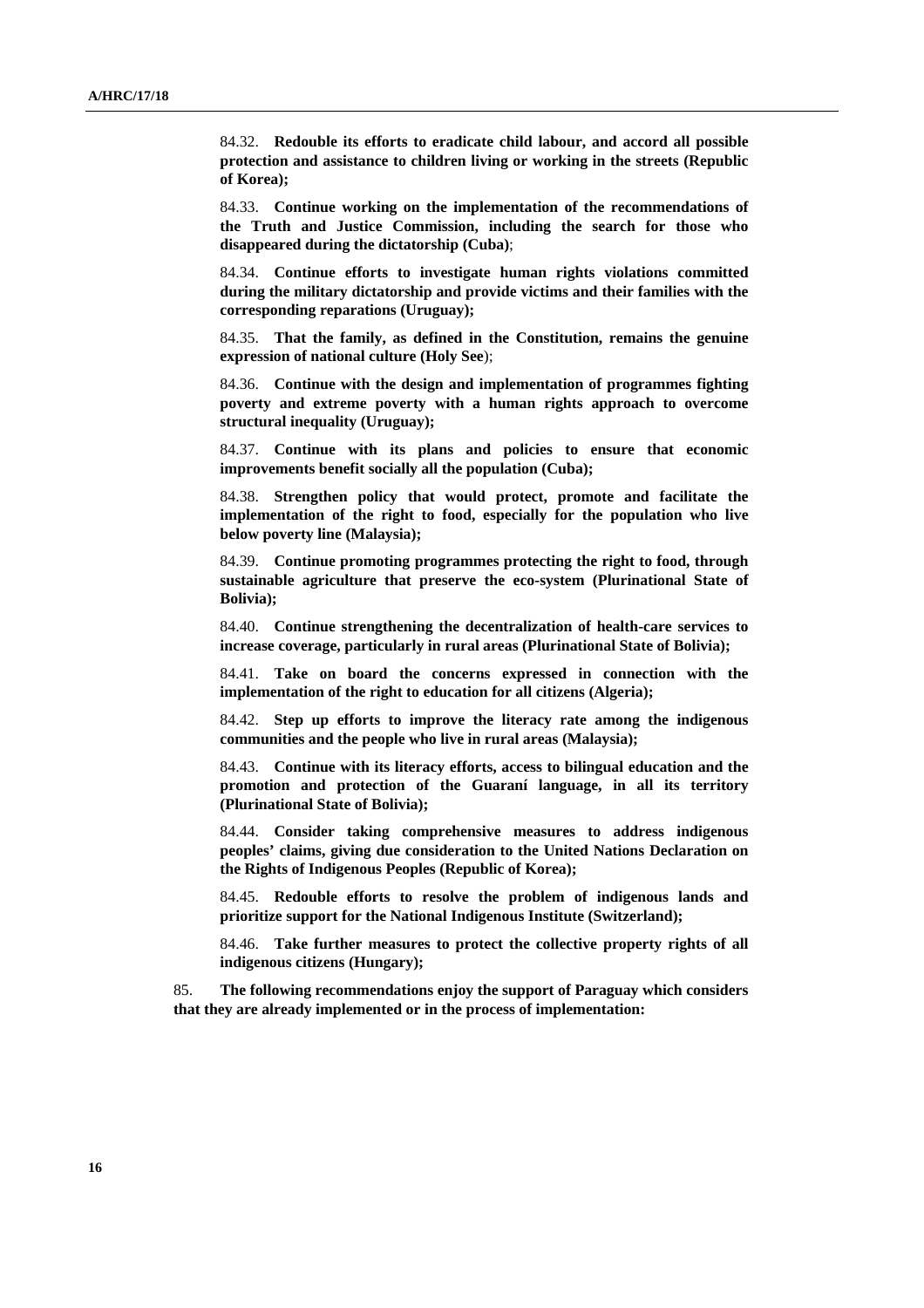84.32. **Redouble its efforts to eradicate child labour, and accord all possible protection and assistance to children living or working in the streets (Republic of Korea);**

84.33. **Continue working on the implementation of the recommendations of the Truth and Justice Commission, including the search for those who disappeared during the dictatorship (Cuba)**;

84.34. **Continue efforts to investigate human rights violations committed during the military dictatorship and provide victims and their families with the corresponding reparations (Uruguay);**

84.35. **That the family, as defined in the Constitution, remains the genuine expression of national culture (Holy See**);

84.36. **Continue with the design and implementation of programmes fighting poverty and extreme poverty with a human rights approach to overcome structural inequality (Uruguay);**

84.37. **Continue with its plans and policies to ensure that economic improvements benefit socially all the population (Cuba);**

84.38. **Strengthen policy that would protect, promote and facilitate the implementation of the right to food, especially for the population who live below poverty line (Malaysia);**

84.39. **Continue promoting programmes protecting the right to food, through sustainable agriculture that preserve the eco-system (Plurinational State of Bolivia);**

84.40. **Continue strengthening the decentralization of health-care services to increase coverage, particularly in rural areas (Plurinational State of Bolivia);**

84.41. **Take on board the concerns expressed in connection with the implementation of the right to education for all citizens (Algeria);**

84.42. **Step up efforts to improve the literacy rate among the indigenous communities and the people who live in rural areas (Malaysia);**

84.43. **Continue with its literacy efforts, access to bilingual education and the promotion and protection of the Guaraní language, in all its territory (Plurinational State of Bolivia);**

84.44. **Consider taking comprehensive measures to address indigenous peoples' claims, giving due consideration to the United Nations Declaration on the Rights of Indigenous Peoples (Republic of Korea);**

84.45. **Redouble efforts to resolve the problem of indigenous lands and prioritize support for the National Indigenous Institute (Switzerland);**

84.46. **Take further measures to protect the collective property rights of all indigenous citizens (Hungary);**

85. **The following recommendations enjoy the support of Paraguay which considers that they are already implemented or in the process of implementation:**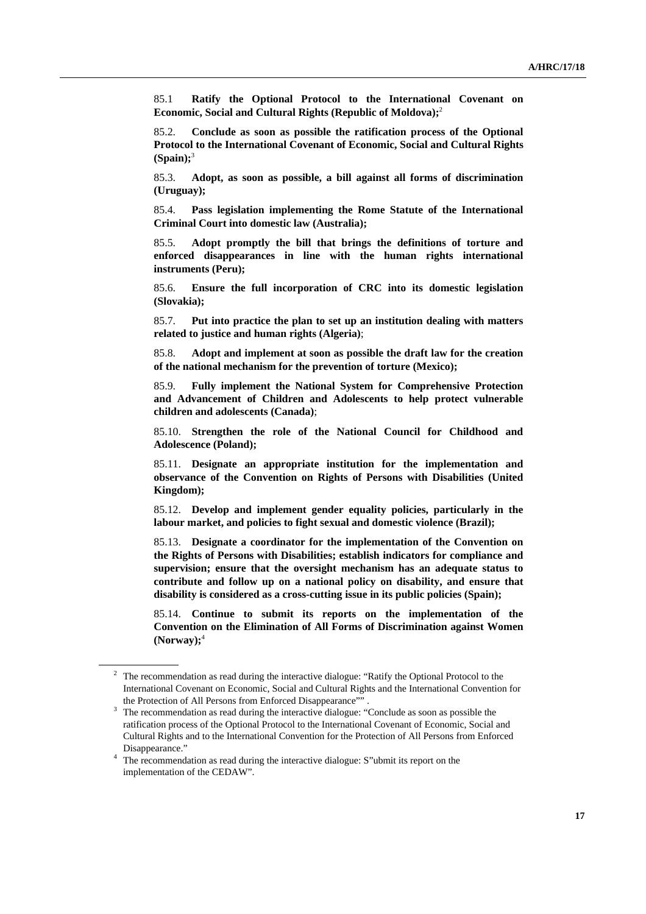85.1 **Ratify the Optional Protocol to the International Covenant on Economic, Social and Cultural Rights (Republic of Moldova);**[2]

85.2. **Conclude as soon as possible the ratification process of the Optional Protocol to the International Covenant of Economic, Social and Cultural Rights (Spain);**[3]

85.3. **Adopt, as soon as possible, a bill against all forms of discrimination (Uruguay);**

85.4. **Pass legislation implementing the Rome Statute of the International Criminal Court into domestic law (Australia);**

85.5. **Adopt promptly the bill that brings the definitions of torture and enforced disappearances in line with the human rights international instruments (Peru);**

85.6. **Ensure the full incorporation of CRC into its domestic legislation (Slovakia);**

85.7. **Put into practice the plan to set up an institution dealing with matters related to justice and human rights (Algeria)**;

85.8. **Adopt and implement at soon as possible the draft law for the creation of the national mechanism for the prevention of torture (Mexico);**

85.9. **Fully implement the National System for Comprehensive Protection and Advancement of Children and Adolescents to help protect vulnerable children and adolescents (Canada)**;

85.10. **Strengthen the role of the National Council for Childhood and Adolescence (Poland);**

85.11. **Designate an appropriate institution for the implementation and observance of the Convention on Rights of Persons with Disabilities (United Kingdom);**

85.12. **Develop and implement gender equality policies, particularly in the labour market, and policies to fight sexual and domestic violence (Brazil);**

85.13. **Designate a coordinator for the implementation of the Convention on the Rights of Persons with Disabilities; establish indicators for compliance and supervision; ensure that the oversight mechanism has an adequate status to contribute and follow up on a national policy on disability, and ensure that disability is considered as a cross-cutting issue in its public policies (Spain);**

85.14. **Continue to submit its reports on the implementation of the Convention on the Elimination of All Forms of Discrimination against Women (Norway);**[4]

---

[2] The recommendation as read during the interactive dialogue: "Ratify the Optional Protocol to the International Covenant on Economic, Social and Cultural Rights and the International Convention for the Protection of All Persons from Enforced Disappearance"" .

[3] The recommendation as read during the interactive dialogue: "Conclude as soon as possible the ratification process of the Optional Protocol to the International Covenant of Economic, Social and Cultural Rights and to the International Convention for the Protection of All Persons from Enforced Disappearance."

[4] The recommendation as read during the interactive dialogue: S"ubmit its report on the implementation of the CEDAW".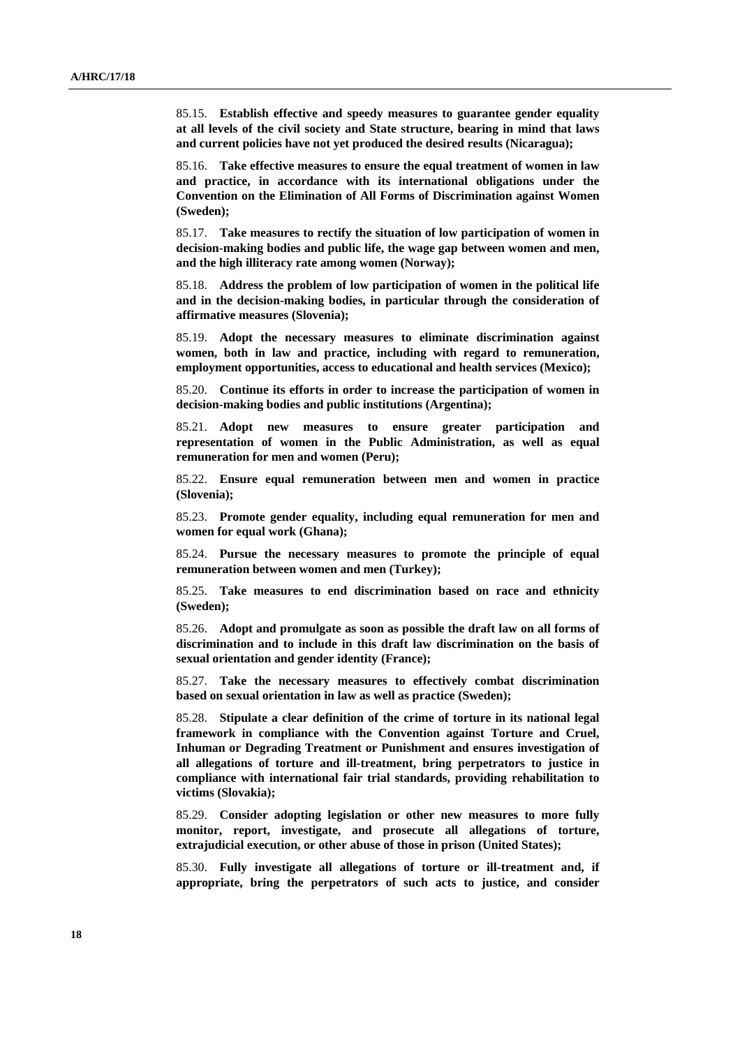85.15. **Establish effective and speedy measures to guarantee gender equality at all levels of the civil society and State structure, bearing in mind that laws and current policies have not yet produced the desired results (Nicaragua);**

85.16. **Take effective measures to ensure the equal treatment of women in law and practice, in accordance with its international obligations under the Convention on the Elimination of All Forms of Discrimination against Women (Sweden);**

85.17. **Take measures to rectify the situation of low participation of women in decision-making bodies and public life, the wage gap between women and men, and the high illiteracy rate among women (Norway);**

85.18. **Address the problem of low participation of women in the political life and in the decision-making bodies, in particular through the consideration of affirmative measures (Slovenia);**

85.19. **Adopt the necessary measures to eliminate discrimination against women, both in law and practice, including with regard to remuneration, employment opportunities, access to educational and health services (Mexico);**

85.20. **Continue its efforts in order to increase the participation of women in decision-making bodies and public institutions (Argentina);**

85.21. **Adopt new measures to ensure greater participation and representation of women in the Public Administration, as well as equal remuneration for men and women (Peru);**

85.22. **Ensure equal remuneration between men and women in practice (Slovenia);**

85.23. **Promote gender equality, including equal remuneration for men and women for equal work (Ghana);**

85.24. **Pursue the necessary measures to promote the principle of equal remuneration between women and men (Turkey);**

85.25. **Take measures to end discrimination based on race and ethnicity (Sweden);**

85.26. **Adopt and promulgate as soon as possible the draft law on all forms of discrimination and to include in this draft law discrimination on the basis of sexual orientation and gender identity (France);**

85.27. **Take the necessary measures to effectively combat discrimination based on sexual orientation in law as well as practice (Sweden);**

85.28. **Stipulate a clear definition of the crime of torture in its national legal framework in compliance with the Convention against Torture and Cruel, Inhuman or Degrading Treatment or Punishment and ensures investigation of all allegations of torture and ill-treatment, bring perpetrators to justice in compliance with international fair trial standards, providing rehabilitation to victims (Slovakia);**

85.29. **Consider adopting legislation or other new measures to more fully monitor, report, investigate, and prosecute all allegations of torture, extrajudicial execution, or other abuse of those in prison (United States);**

85.30. **Fully investigate all allegations of torture or ill-treatment and, if appropriate, bring the perpetrators of such acts to justice, and consider**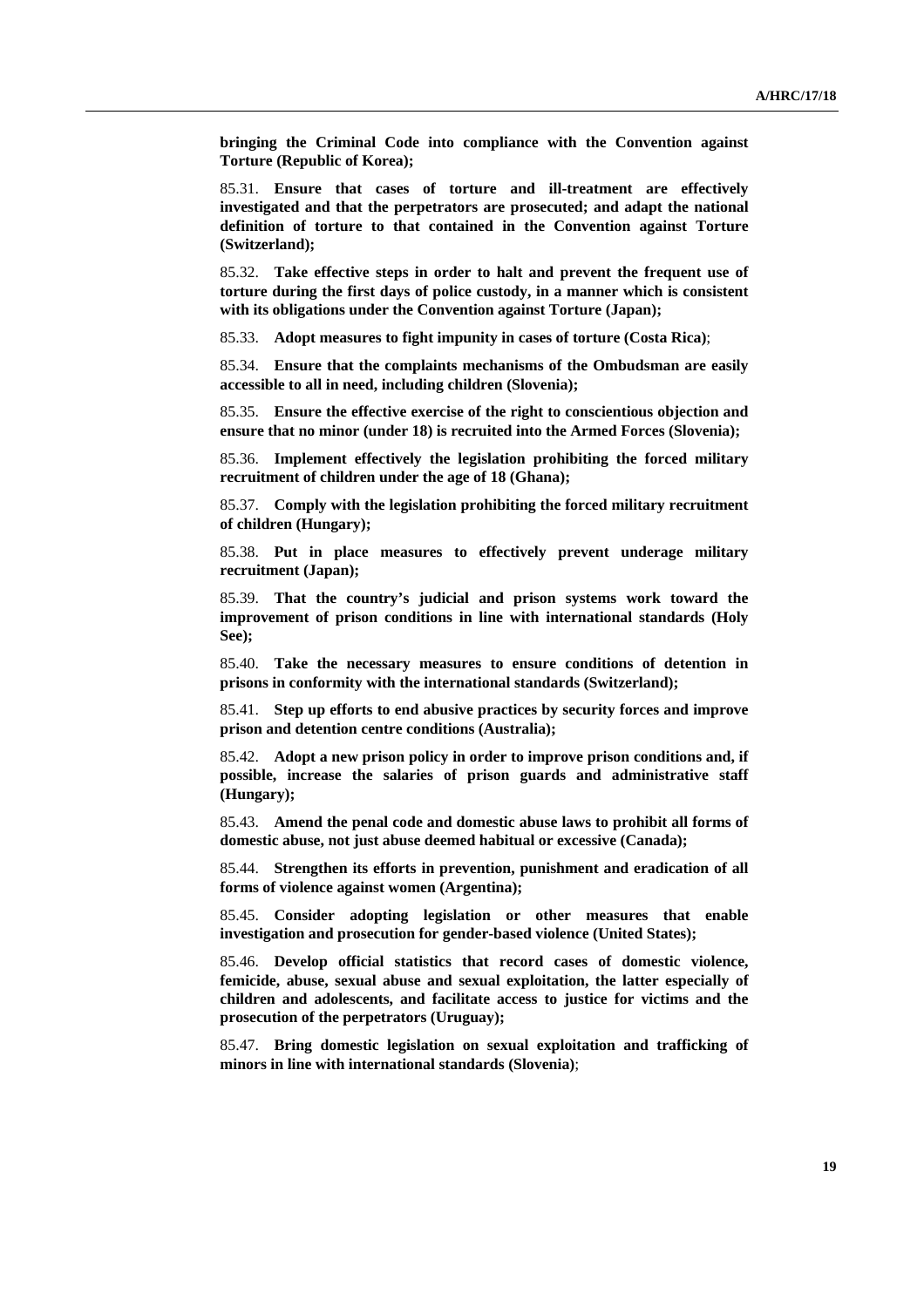**bringing the Criminal Code into compliance with the Convention against Torture (Republic of Korea);**

85.31. **Ensure that cases of torture and ill-treatment are effectively investigated and that the perpetrators are prosecuted; and adapt the national definition of torture to that contained in the Convention against Torture (Switzerland);**

85.32. **Take effective steps in order to halt and prevent the frequent use of torture during the first days of police custody, in a manner which is consistent with its obligations under the Convention against Torture (Japan);**

85.33. **Adopt measures to fight impunity in cases of torture (Costa Rica)**;

85.34. **Ensure that the complaints mechanisms of the Ombudsman are easily accessible to all in need, including children (Slovenia);**

85.35. **Ensure the effective exercise of the right to conscientious objection and ensure that no minor (under 18) is recruited into the Armed Forces (Slovenia);**

85.36. **Implement effectively the legislation prohibiting the forced military recruitment of children under the age of 18 (Ghana);**

85.37. **Comply with the legislation prohibiting the forced military recruitment of children (Hungary);**

85.38. **Put in place measures to effectively prevent underage military recruitment (Japan);**

85.39. **That the country's judicial and prison systems work toward the improvement of prison conditions in line with international standards (Holy See);**

85.40. **Take the necessary measures to ensure conditions of detention in prisons in conformity with the international standards (Switzerland);**

85.41. **Step up efforts to end abusive practices by security forces and improve prison and detention centre conditions (Australia);**

85.42. **Adopt a new prison policy in order to improve prison conditions and, if possible, increase the salaries of prison guards and administrative staff (Hungary);**

85.43. **Amend the penal code and domestic abuse laws to prohibit all forms of domestic abuse, not just abuse deemed habitual or excessive (Canada);**

85.44. **Strengthen its efforts in prevention, punishment and eradication of all forms of violence against women (Argentina);**

85.45. **Consider adopting legislation or other measures that enable investigation and prosecution for gender-based violence (United States);**

85.46. **Develop official statistics that record cases of domestic violence, femicide, abuse, sexual abuse and sexual exploitation, the latter especially of children and adolescents, and facilitate access to justice for victims and the prosecution of the perpetrators (Uruguay);**

85.47. **Bring domestic legislation on sexual exploitation and trafficking of minors in line with international standards (Slovenia)**;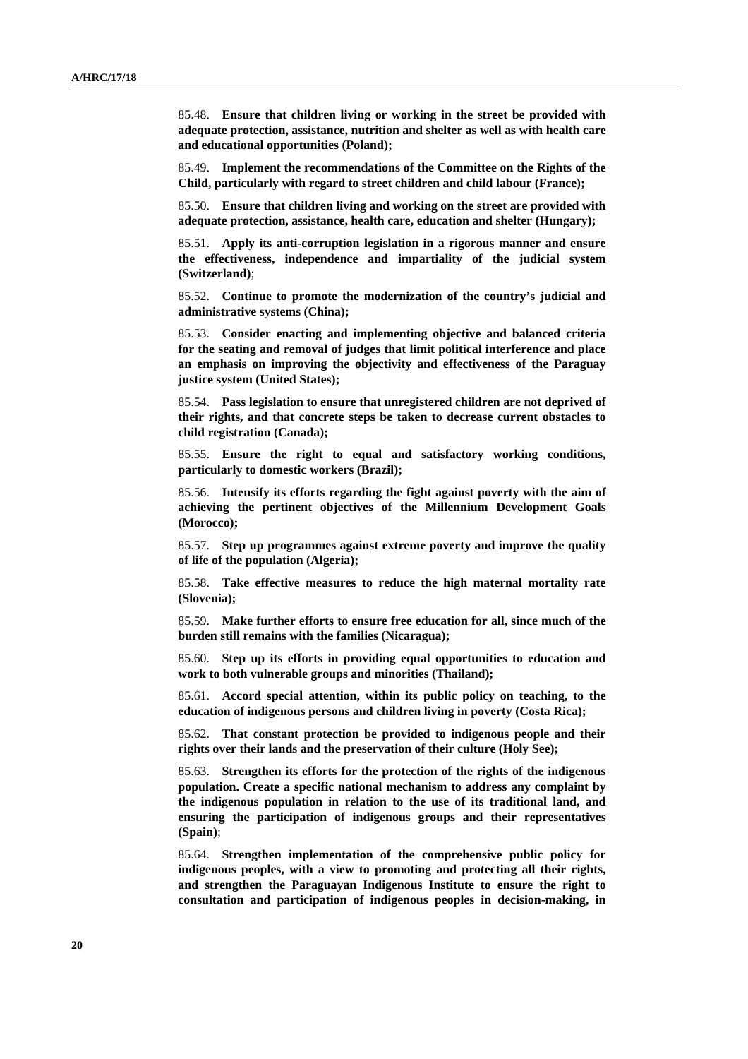85.48. **Ensure that children living or working in the street be provided with adequate protection, assistance, nutrition and shelter as well as with health care and educational opportunities (Poland);**

85.49. **Implement the recommendations of the Committee on the Rights of the Child, particularly with regard to street children and child labour (France);**

85.50. **Ensure that children living and working on the street are provided with adequate protection, assistance, health care, education and shelter (Hungary);**

85.51. **Apply its anti-corruption legislation in a rigorous manner and ensure the effectiveness, independence and impartiality of the judicial system (Switzerland)**;

85.52. **Continue to promote the modernization of the country's judicial and administrative systems (China);**

85.53. **Consider enacting and implementing objective and balanced criteria for the seating and removal of judges that limit political interference and place an emphasis on improving the objectivity and effectiveness of the Paraguay justice system (United States);**

85.54. **Pass legislation to ensure that unregistered children are not deprived of their rights, and that concrete steps be taken to decrease current obstacles to child registration (Canada);**

85.55. **Ensure the right to equal and satisfactory working conditions, particularly to domestic workers (Brazil);**

85.56. **Intensify its efforts regarding the fight against poverty with the aim of achieving the pertinent objectives of the Millennium Development Goals (Morocco);**

85.57. **Step up programmes against extreme poverty and improve the quality of life of the population (Algeria);**

85.58. **Take effective measures to reduce the high maternal mortality rate (Slovenia);**

85.59. **Make further efforts to ensure free education for all, since much of the burden still remains with the families (Nicaragua);**

85.60. **Step up its efforts in providing equal opportunities to education and work to both vulnerable groups and minorities (Thailand);**

85.61. **Accord special attention, within its public policy on teaching, to the education of indigenous persons and children living in poverty (Costa Rica);**

85.62. **That constant protection be provided to indigenous people and their rights over their lands and the preservation of their culture (Holy See);**

85.63. **Strengthen its efforts for the protection of the rights of the indigenous population. Create a specific national mechanism to address any complaint by the indigenous population in relation to the use of its traditional land, and ensuring the participation of indigenous groups and their representatives (Spain)**;

85.64. **Strengthen implementation of the comprehensive public policy for indigenous peoples, with a view to promoting and protecting all their rights, and strengthen the Paraguayan Indigenous Institute to ensure the right to consultation and participation of indigenous peoples in decision-making, in**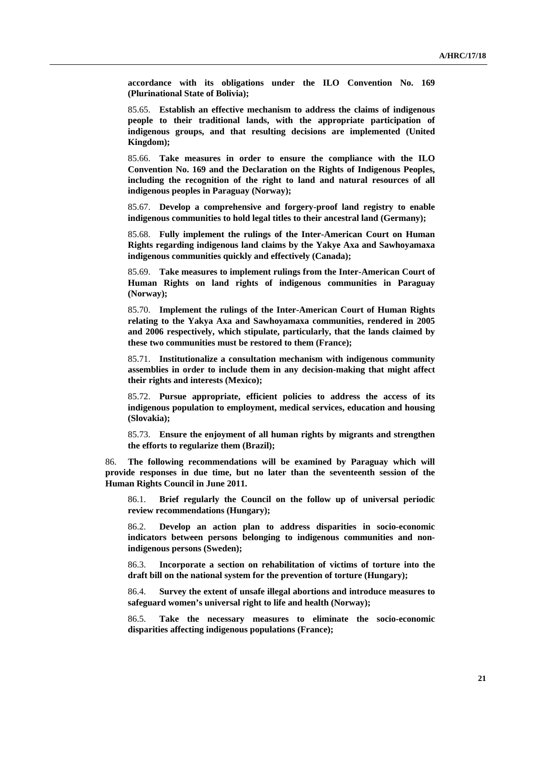**accordance with its obligations under the ILO Convention No. 169 (Plurinational State of Bolivia);**

85.65. **Establish an effective mechanism to address the claims of indigenous people to their traditional lands, with the appropriate participation of indigenous groups, and that resulting decisions are implemented (United Kingdom);**

85.66. **Take measures in order to ensure the compliance with the ILO Convention No. 169 and the Declaration on the Rights of Indigenous Peoples, including the recognition of the right to land and natural resources of all indigenous peoples in Paraguay (Norway);**

85.67. **Develop a comprehensive and forgery-proof land registry to enable indigenous communities to hold legal titles to their ancestral land (Germany);**

85.68. **Fully implement the rulings of the Inter-American Court on Human Rights regarding indigenous land claims by the Yakye Axa and Sawhoyamaxa indigenous communities quickly and effectively (Canada);**

85.69. **Take measures to implement rulings from the Inter-American Court of Human Rights on land rights of indigenous communities in Paraguay (Norway);**

85.70. **Implement the rulings of the Inter-American Court of Human Rights relating to the Yakya Axa and Sawhoyamaxa communities, rendered in 2005 and 2006 respectively, which stipulate, particularly, that the lands claimed by these two communities must be restored to them (France);**

85.71. **Institutionalize a consultation mechanism with indigenous community assemblies in order to include them in any decision-making that might affect their rights and interests (Mexico);**

85.72. **Pursue appropriate, efficient policies to address the access of its indigenous population to employment, medical services, education and housing (Slovakia);**

85.73. **Ensure the enjoyment of all human rights by migrants and strengthen the efforts to regularize them (Brazil);**

86. **The following recommendations will be examined by Paraguay which will provide responses in due time, but no later than the seventeenth session of the Human Rights Council in June 2011.**

86.1. **Brief regularly the Council on the follow up of universal periodic review recommendations (Hungary);**

86.2. **Develop an action plan to address disparities in socio-economic indicators between persons belonging to indigenous communities and non-indigenous persons (Sweden);**

86.3. **Incorporate a section on rehabilitation of victims of torture into the draft bill on the national system for the prevention of torture (Hungary);**

86.4. **Survey the extent of unsafe illegal abortions and introduce measures to safeguard women's universal right to life and health (Norway);**

86.5. **Take the necessary measures to eliminate the socio-economic disparities affecting indigenous populations (France);**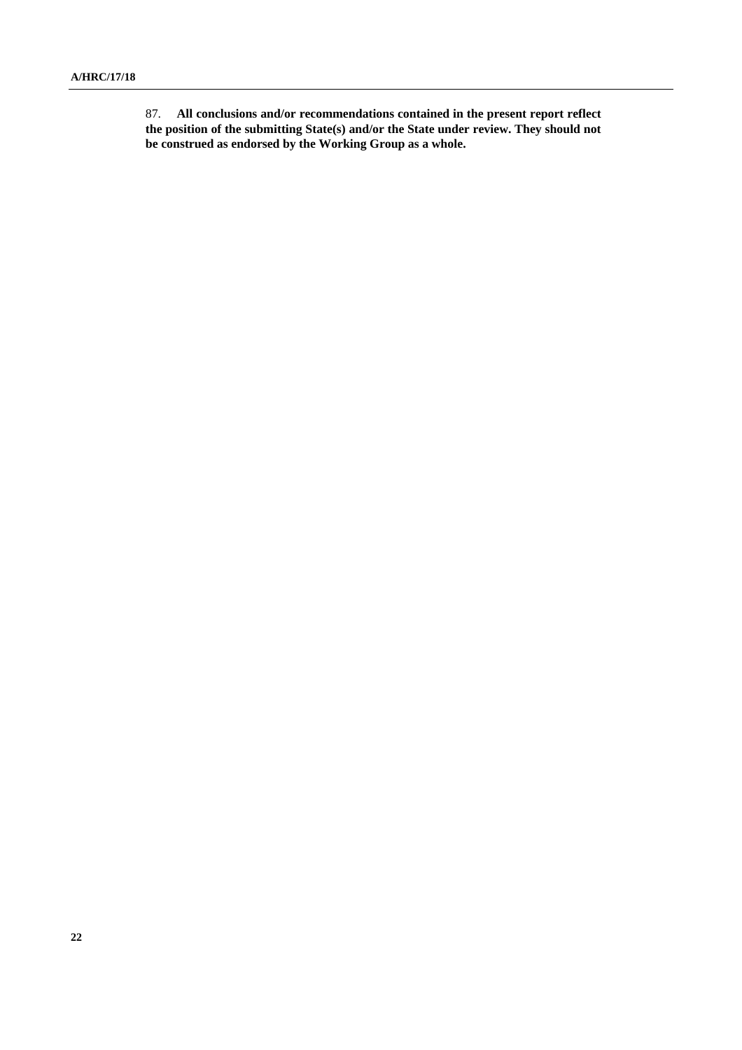87. **All conclusions and/or recommendations contained in the present report reflect the position of the submitting State(s) and/or the State under review. They should not be construed as endorsed by the Working Group as a whole.**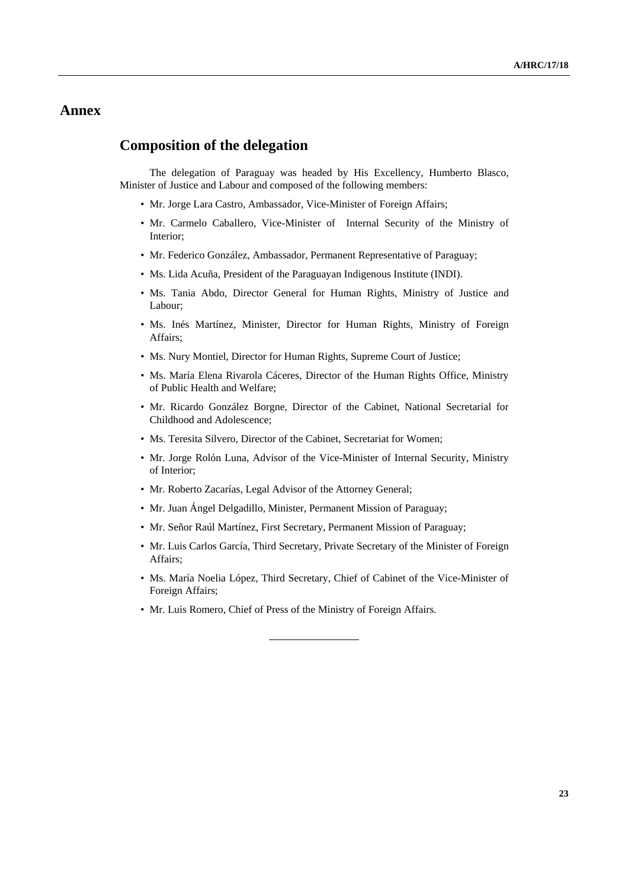# Annex

## Composition of the delegation

The delegation of Paraguay was headed by His Excellency, Humberto Blasco, Minister of Justice and Labour and composed of the following members:

- Mr. Jorge Lara Castro, Ambassador, Vice-Minister of Foreign Affairs;
- Mr. Carmelo Caballero, Vice-Minister of Internal Security of the Ministry of Interior;
- Mr. Federico González, Ambassador, Permanent Representative of Paraguay;
- Ms. Lida Acuña, President of the Paraguayan Indigenous Institute (INDI).
- Ms. Tania Abdo, Director General for Human Rights, Ministry of Justice and Labour;
- Ms. Inés Martínez, Minister, Director for Human Rights, Ministry of Foreign Affairs;
- Ms. Nury Montiel, Director for Human Rights, Supreme Court of Justice;
- Ms. María Elena Rivarola Cáceres, Director of the Human Rights Office, Ministry of Public Health and Welfare;
- Mr. Ricardo González Borgne, Director of the Cabinet, National Secretarial for Childhood and Adolescence;
- Ms. Teresita Silvero, Director of the Cabinet, Secretariat for Women;
- Mr. Jorge Rolón Luna, Advisor of the Vice-Minister of Internal Security, Ministry of Interior;
- Mr. Roberto Zacarías, Legal Advisor of the Attorney General;
- Mr. Juan Ángel Delgadillo, Minister, Permanent Mission of Paraguay;
- Mr. Señor Raúl Martínez, First Secretary, Permanent Mission of Paraguay;
- Mr. Luis Carlos García, Third Secretary, Private Secretary of the Minister of Foreign Affairs;
- Ms. María Noelia López, Third Secretary, Chief of Cabinet of the Vice-Minister of Foreign Affairs;
- Mr. Luis Romero, Chief of Press of the Ministry of Foreign Affairs.